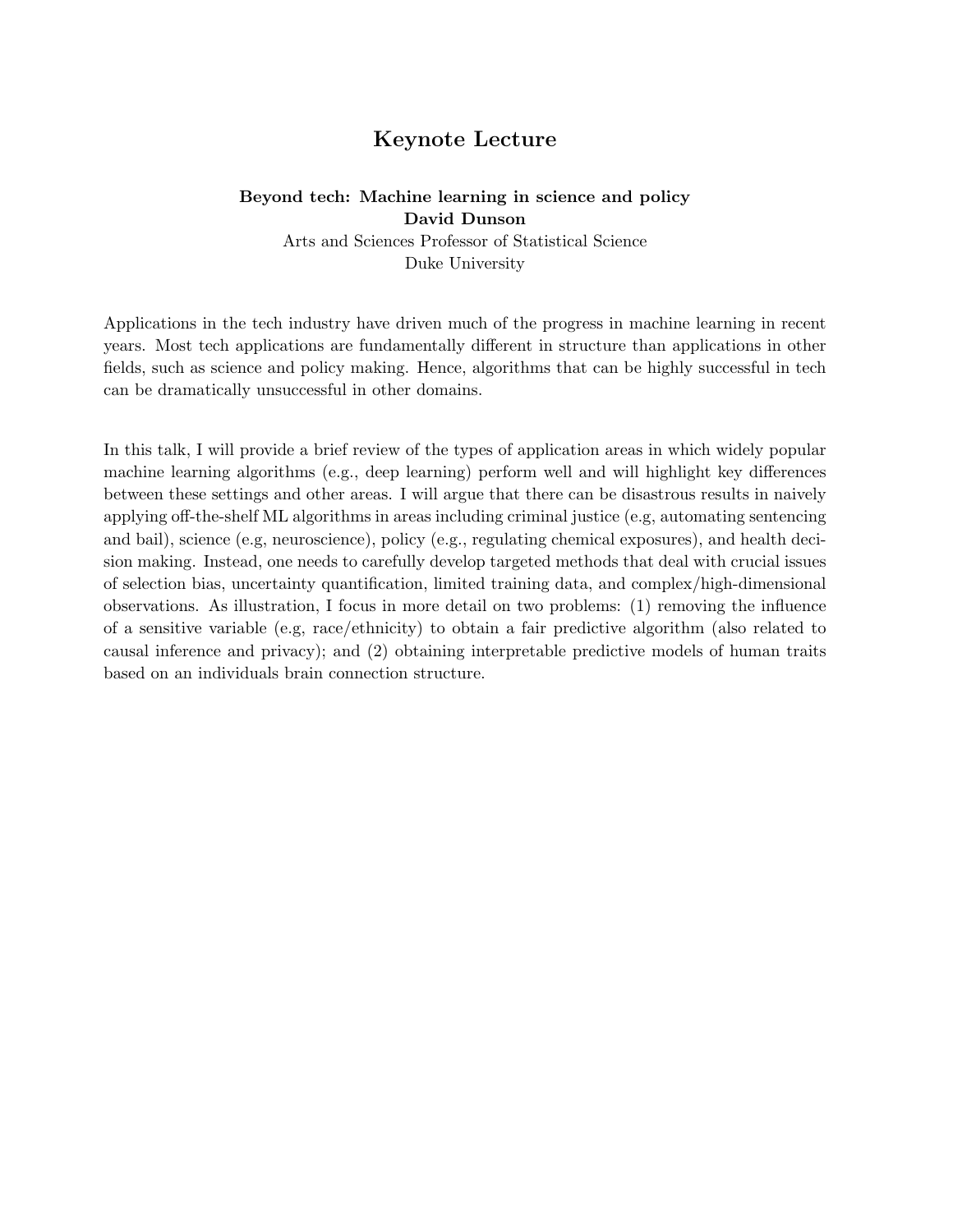# Keynote Lecture

**Beyond tech: Machine learning in science and policy**
**David Dunson**
Arts and Sciences Professor of Statistical Science
Duke University

Applications in the tech industry have driven much of the progress in machine learning in recent years. Most tech applications are fundamentally different in structure than applications in other fields, such as science and policy making. Hence, algorithms that can be highly successful in tech can be dramatically unsuccessful in other domains.

In this talk, I will provide a brief review of the types of application areas in which widely popular machine learning algorithms (e.g., deep learning) perform well and will highlight key differences between these settings and other areas. I will argue that there can be disastrous results in naively applying off-the-shelf ML algorithms in areas including criminal justice (e.g, automating sentencing and bail), science (e.g, neuroscience), policy (e.g., regulating chemical exposures), and health decision making. Instead, one needs to carefully develop targeted methods that deal with crucial issues of selection bias, uncertainty quantification, limited training data, and complex/high-dimensional observations. As illustration, I focus in more detail on two problems: (1) removing the influence of a sensitive variable (e.g, race/ethnicity) to obtain a fair predictive algorithm (also related to causal inference and privacy); and (2) obtaining interpretable predictive models of human traits based on an individuals brain connection structure.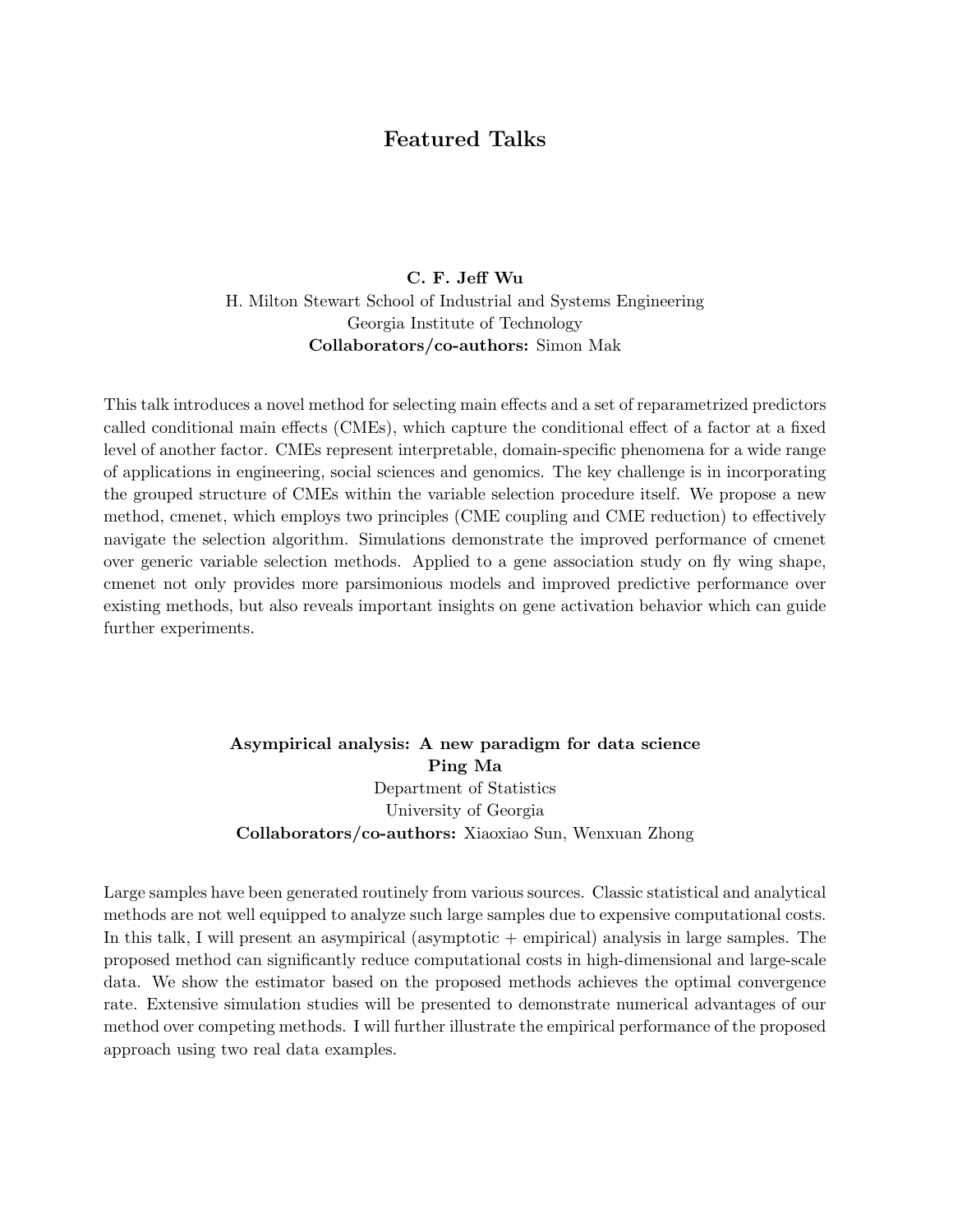# Featured Talks

**C. F. Jeff Wu**
H. Milton Stewart School of Industrial and Systems Engineering
Georgia Institute of Technology
**Collaborators/co-authors:** Simon Mak

This talk introduces a novel method for selecting main effects and a set of reparametrized predictors called conditional main effects (CMEs), which capture the conditional effect of a factor at a fixed level of another factor. CMEs represent interpretable, domain-specific phenomena for a wide range of applications in engineering, social sciences and genomics. The key challenge is in incorporating the grouped structure of CMEs within the variable selection procedure itself. We propose a new method, cmenet, which employs two principles (CME coupling and CME reduction) to effectively navigate the selection algorithm. Simulations demonstrate the improved performance of cmenet over generic variable selection methods. Applied to a gene association study on fly wing shape, cmenet not only provides more parsimonious models and improved predictive performance over existing methods, but also reveals important insights on gene activation behavior which can guide further experiments.

**Asympirical analysis: A new paradigm for data science**
**Ping Ma**
Department of Statistics
University of Georgia
**Collaborators/co-authors:** Xiaoxiao Sun, Wenxuan Zhong

Large samples have been generated routinely from various sources. Classic statistical and analytical methods are not well equipped to analyze such large samples due to expensive computational costs. In this talk, I will present an asympirical (asymptotic + empirical) analysis in large samples. The proposed method can significantly reduce computational costs in high-dimensional and large-scale data. We show the estimator based on the proposed methods achieves the optimal convergence rate. Extensive simulation studies will be presented to demonstrate numerical advantages of our method over competing methods. I will further illustrate the empirical performance of the proposed approach using two real data examples.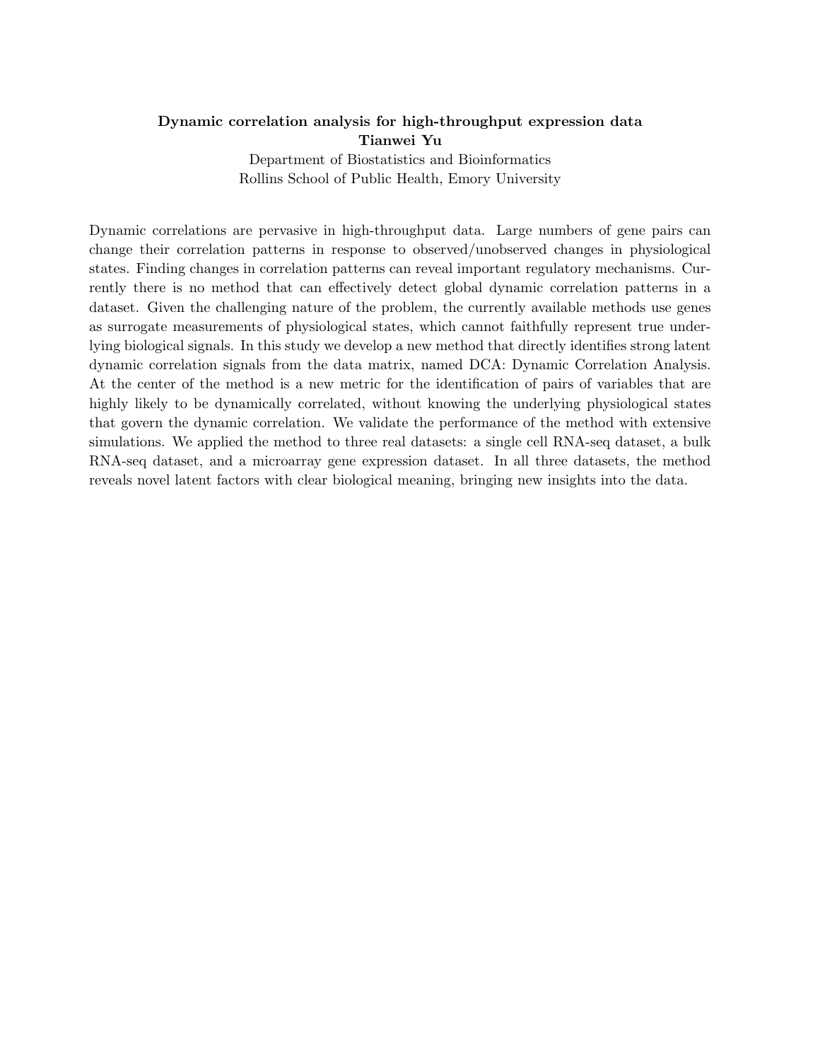**Dynamic correlation analysis for high-throughput expression data**

**Tianwei Yu**

Department of Biostatistics and Bioinformatics
Rollins School of Public Health, Emory University

Dynamic correlations are pervasive in high-throughput data. Large numbers of gene pairs can change their correlation patterns in response to observed/unobserved changes in physiological states. Finding changes in correlation patterns can reveal important regulatory mechanisms. Currently there is no method that can effectively detect global dynamic correlation patterns in a dataset. Given the challenging nature of the problem, the currently available methods use genes as surrogate measurements of physiological states, which cannot faithfully represent true underlying biological signals. In this study we develop a new method that directly identifies strong latent dynamic correlation signals from the data matrix, named DCA: Dynamic Correlation Analysis. At the center of the method is a new metric for the identification of pairs of variables that are highly likely to be dynamically correlated, without knowing the underlying physiological states that govern the dynamic correlation. We validate the performance of the method with extensive simulations. We applied the method to three real datasets: a single cell RNA-seq dataset, a bulk RNA-seq dataset, and a microarray gene expression dataset. In all three datasets, the method reveals novel latent factors with clear biological meaning, bringing new insights into the data.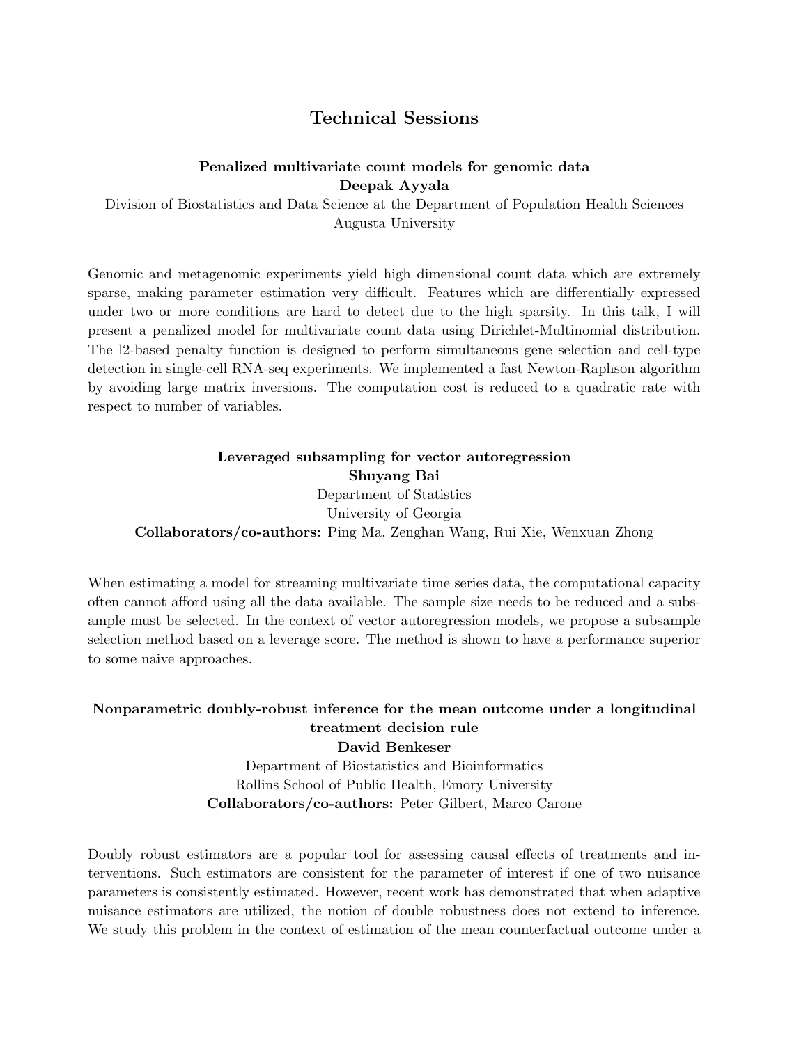# Technical Sessions

### Penalized multivariate count models for genomic data

**Deepak Ayyala**

Division of Biostatistics and Data Science at the Department of Population Health Sciences
Augusta University

Genomic and metagenomic experiments yield high dimensional count data which are extremely sparse, making parameter estimation very difficult. Features which are differentially expressed under two or more conditions are hard to detect due to the high sparsity. In this talk, I will present a penalized model for multivariate count data using Dirichlet-Multinomial distribution. The l2-based penalty function is designed to perform simultaneous gene selection and cell-type detection in single-cell RNA-seq experiments. We implemented a fast Newton-Raphson algorithm by avoiding large matrix inversions. The computation cost is reduced to a quadratic rate with respect to number of variables.

### Leveraged subsampling for vector autoregression

**Shuyang Bai**

Department of Statistics
University of Georgia

**Collaborators/co-authors:** Ping Ma, Zenghan Wang, Rui Xie, Wenxuan Zhong

When estimating a model for streaming multivariate time series data, the computational capacity often cannot afford using all the data available. The sample size needs to be reduced and a subsample must be selected. In the context of vector autoregression models, we propose a subsample selection method based on a leverage score. The method is shown to have a performance superior to some naive approaches.

### Nonparametric doubly-robust inference for the mean outcome under a longitudinal treatment decision rule

**David Benkeser**

Department of Biostatistics and Bioinformatics
Rollins School of Public Health, Emory University

**Collaborators/co-authors:** Peter Gilbert, Marco Carone

Doubly robust estimators are a popular tool for assessing causal effects of treatments and interventions. Such estimators are consistent for the parameter of interest if one of two nuisance parameters is consistently estimated. However, recent work has demonstrated that when adaptive nuisance estimators are utilized, the notion of double robustness does not extend to inference. We study this problem in the context of estimation of the mean counterfactual outcome under a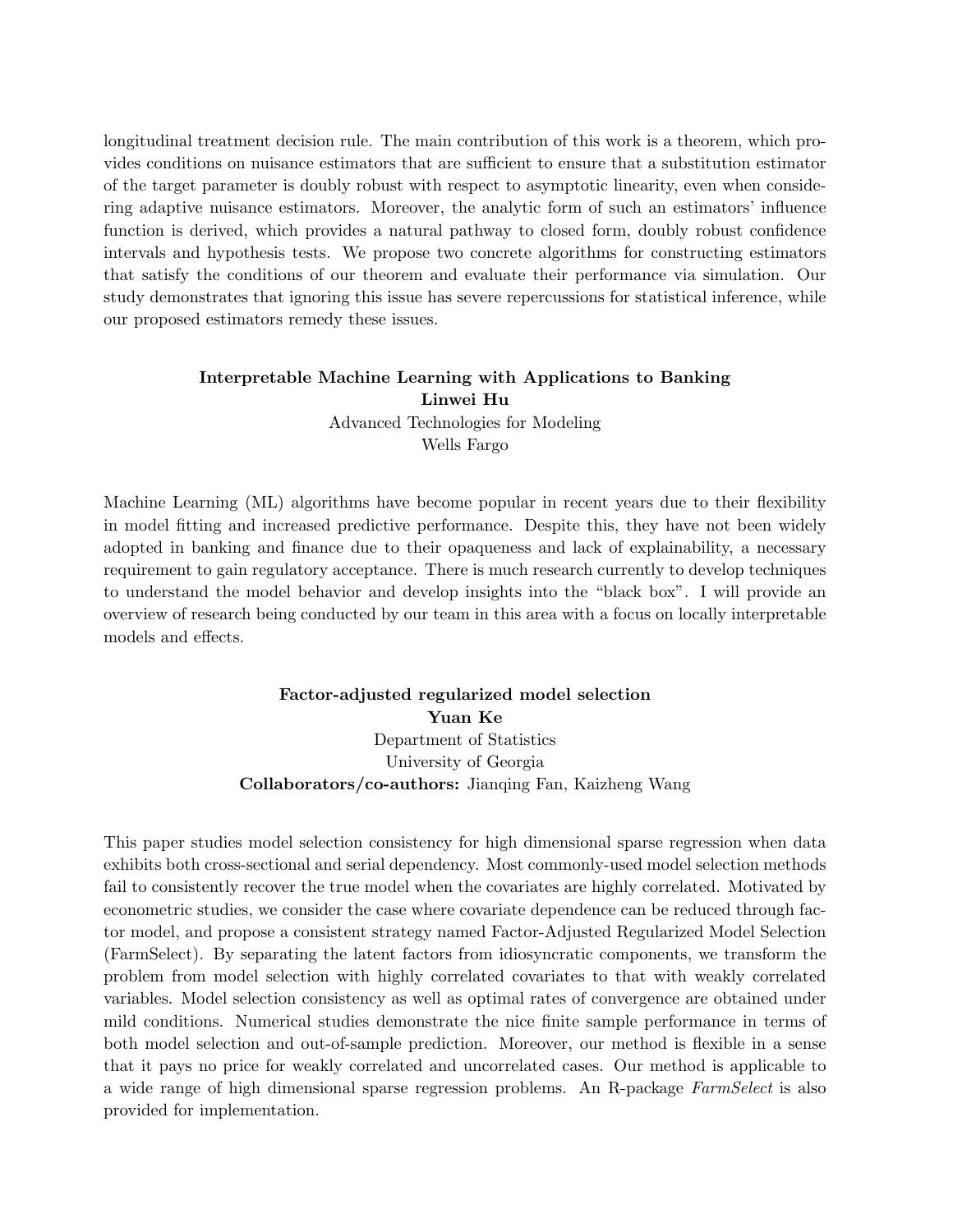longitudinal treatment decision rule. The main contribution of this work is a theorem, which provides conditions on nuisance estimators that are sufficient to ensure that a substitution estimator of the target parameter is doubly robust with respect to asymptotic linearity, even when considering adaptive nuisance estimators. Moreover, the analytic form of such an estimators' influence function is derived, which provides a natural pathway to closed form, doubly robust confidence intervals and hypothesis tests. We propose two concrete algorithms for constructing estimators that satisfy the conditions of our theorem and evaluate their performance via simulation. Our study demonstrates that ignoring this issue has severe repercussions for statistical inference, while our proposed estimators remedy these issues.

**Interpretable Machine Learning with Applications to Banking**
**Linwei Hu**
Advanced Technologies for Modeling
Wells Fargo

Machine Learning (ML) algorithms have become popular in recent years due to their flexibility in model fitting and increased predictive performance. Despite this, they have not been widely adopted in banking and finance due to their opaqueness and lack of explainability, a necessary requirement to gain regulatory acceptance. There is much research currently to develop techniques to understand the model behavior and develop insights into the "black box". I will provide an overview of research being conducted by our team in this area with a focus on locally interpretable models and effects.

**Factor-adjusted regularized model selection**
**Yuan Ke**
Department of Statistics
University of Georgia
**Collaborators/co-authors:** Jianqing Fan, Kaizheng Wang

This paper studies model selection consistency for high dimensional sparse regression when data exhibits both cross-sectional and serial dependency. Most commonly-used model selection methods fail to consistently recover the true model when the covariates are highly correlated. Motivated by econometric studies, we consider the case where covariate dependence can be reduced through factor model, and propose a consistent strategy named Factor-Adjusted Regularized Model Selection (FarmSelect). By separating the latent factors from idiosyncratic components, we transform the problem from model selection with highly correlated covariates to that with weakly correlated variables. Model selection consistency as well as optimal rates of convergence are obtained under mild conditions. Numerical studies demonstrate the nice finite sample performance in terms of both model selection and out-of-sample prediction. Moreover, our method is flexible in a sense that it pays no price for weakly correlated and uncorrelated cases. Our method is applicable to a wide range of high dimensional sparse regression problems. An R-package *FarmSelect* is also provided for implementation.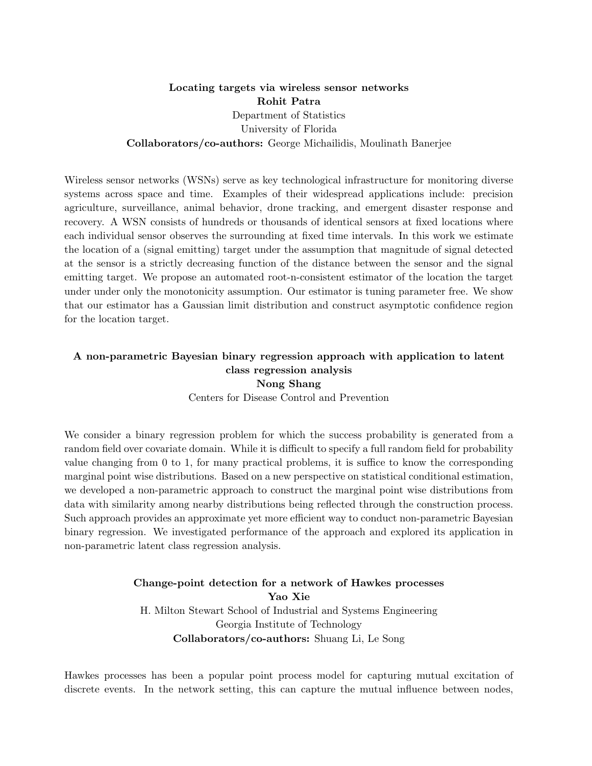### Locating targets via wireless sensor networks

**Rohit Patra**
Department of Statistics
University of Florida
**Collaborators/co-authors:** George Michailidis, Moulinath Banerjee

Wireless sensor networks (WSNs) serve as key technological infrastructure for monitoring diverse systems across space and time. Examples of their widespread applications include: precision agriculture, surveillance, animal behavior, drone tracking, and emergent disaster response and recovery. A WSN consists of hundreds or thousands of identical sensors at fixed locations where each individual sensor observes the surrounding at fixed time intervals. In this work we estimate the location of a (signal emitting) target under the assumption that magnitude of signal detected at the sensor is a strictly decreasing function of the distance between the sensor and the signal emitting target. We propose an automated root-n-consistent estimator of the location the target under under only the monotonicity assumption. Our estimator is tuning parameter free. We show that our estimator has a Gaussian limit distribution and construct asymptotic confidence region for the location target.

### A non-parametric Bayesian binary regression approach with application to latent class regression analysis

**Nong Shang**
Centers for Disease Control and Prevention

We consider a binary regression problem for which the success probability is generated from a random field over covariate domain. While it is difficult to specify a full random field for probability value changing from 0 to 1, for many practical problems, it is suffice to know the corresponding marginal point wise distributions. Based on a new perspective on statistical conditional estimation, we developed a non-parametric approach to construct the marginal point wise distributions from data with similarity among nearby distributions being reflected through the construction process. Such approach provides an approximate yet more efficient way to conduct non-parametric Bayesian binary regression. We investigated performance of the approach and explored its application in non-parametric latent class regression analysis.

### Change-point detection for a network of Hawkes processes

**Yao Xie**
H. Milton Stewart School of Industrial and Systems Engineering
Georgia Institute of Technology
**Collaborators/co-authors:** Shuang Li, Le Song

Hawkes processes has been a popular point process model for capturing mutual excitation of discrete events. In the network setting, this can capture the mutual influence between nodes,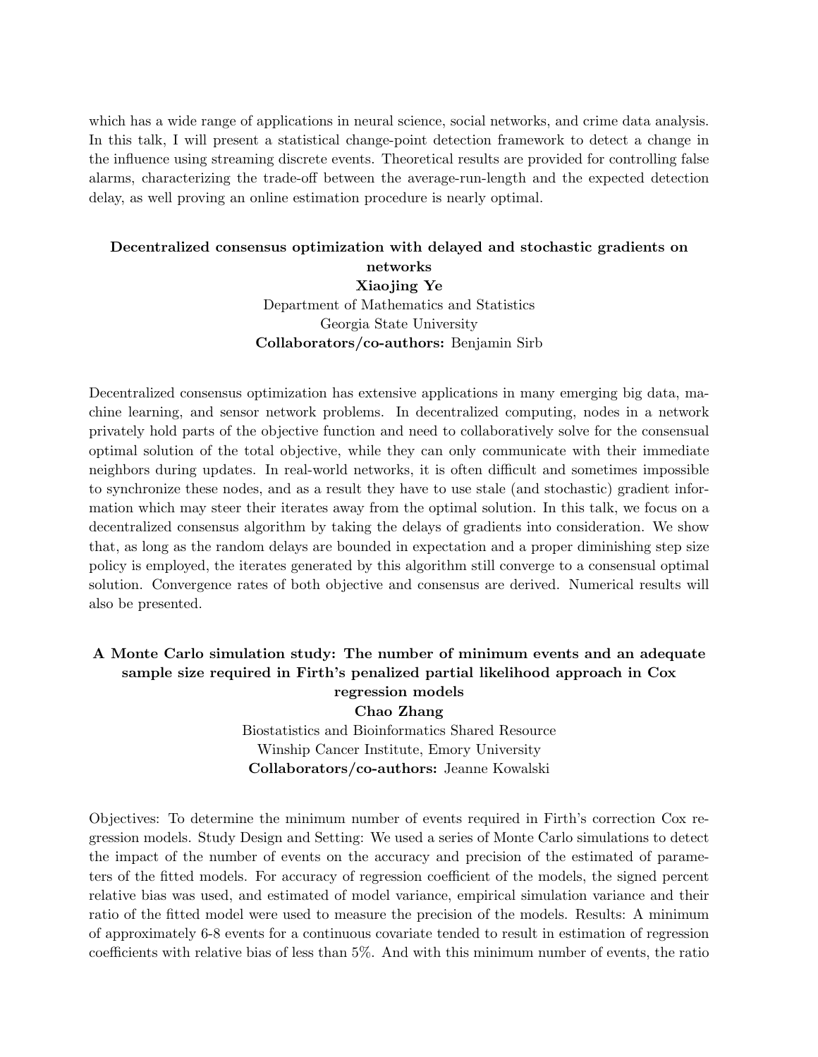which has a wide range of applications in neural science, social networks, and crime data analysis. In this talk, I will present a statistical change-point detection framework to detect a change in the influence using streaming discrete events. Theoretical results are provided for controlling false alarms, characterizing the trade-off between the average-run-length and the expected detection delay, as well proving an online estimation procedure is nearly optimal.

### Decentralized consensus optimization with delayed and stochastic gradients on networks

**Xiaojing Ye**
Department of Mathematics and Statistics
Georgia State University
**Collaborators/co-authors:** Benjamin Sirb

Decentralized consensus optimization has extensive applications in many emerging big data, machine learning, and sensor network problems. In decentralized computing, nodes in a network privately hold parts of the objective function and need to collaboratively solve for the consensual optimal solution of the total objective, while they can only communicate with their immediate neighbors during updates. In real-world networks, it is often difficult and sometimes impossible to synchronize these nodes, and as a result they have to use stale (and stochastic) gradient information which may steer their iterates away from the optimal solution. In this talk, we focus on a decentralized consensus algorithm by taking the delays of gradients into consideration. We show that, as long as the random delays are bounded in expectation and a proper diminishing step size policy is employed, the iterates generated by this algorithm still converge to a consensual optimal solution. Convergence rates of both objective and consensus are derived. Numerical results will also be presented.

### A Monte Carlo simulation study: The number of minimum events and an adequate sample size required in Firth's penalized partial likelihood approach in Cox regression models

**Chao Zhang**
Biostatistics and Bioinformatics Shared Resource
Winship Cancer Institute, Emory University
**Collaborators/co-authors:** Jeanne Kowalski

Objectives: To determine the minimum number of events required in Firth's correction Cox regression models. Study Design and Setting: We used a series of Monte Carlo simulations to detect the impact of the number of events on the accuracy and precision of the estimated of parameters of the fitted models. For accuracy of regression coefficient of the models, the signed percent relative bias was used, and estimated of model variance, empirical simulation variance and their ratio of the fitted model were used to measure the precision of the models. Results: A minimum of approximately 6-8 events for a continuous covariate tended to result in estimation of regression coefficients with relative bias of less than 5%. And with this minimum number of events, the ratio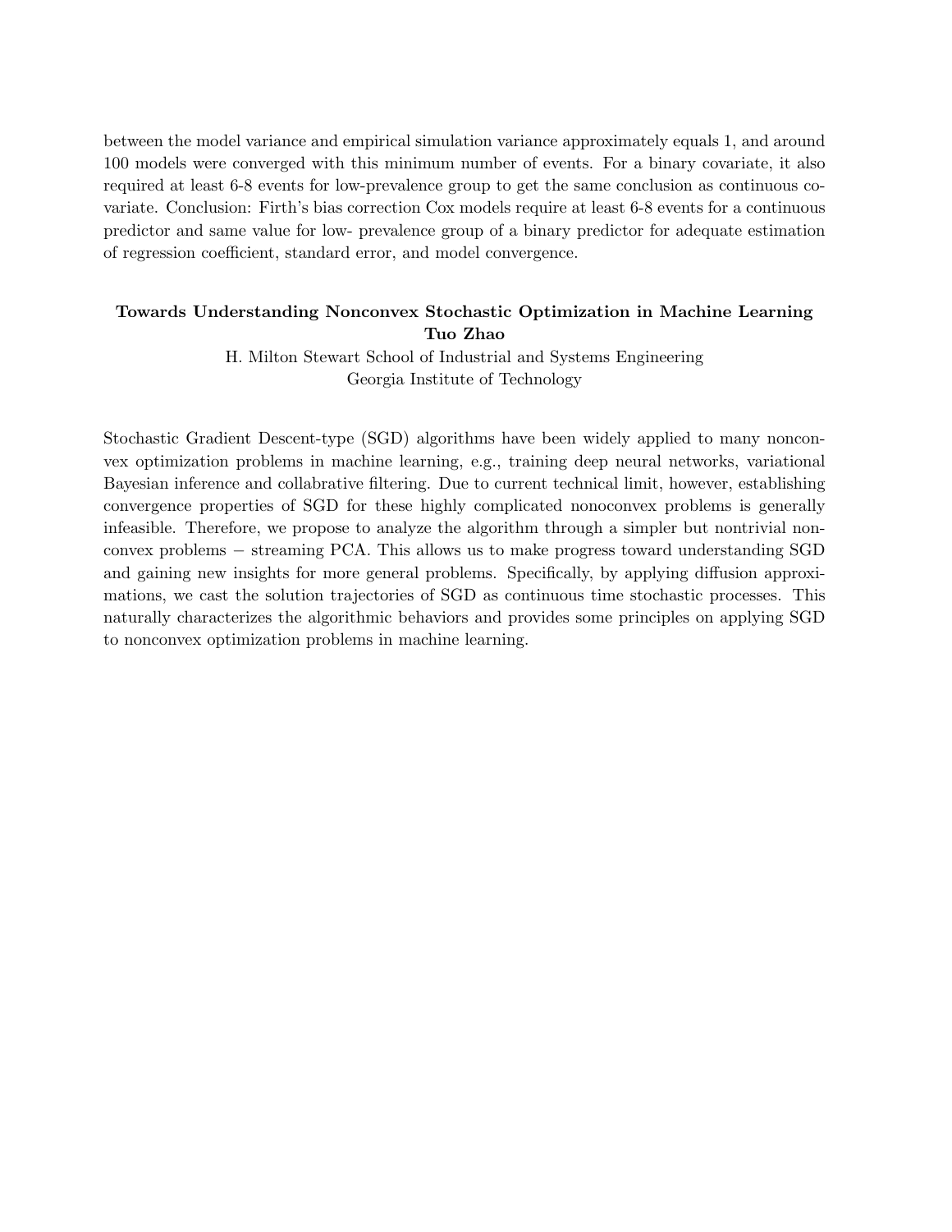between the model variance and empirical simulation variance approximately equals 1, and around 100 models were converged with this minimum number of events. For a binary covariate, it also required at least 6-8 events for low-prevalence group to get the same conclusion as continuous covariate. Conclusion: Firth's bias correction Cox models require at least 6-8 events for a continuous predictor and same value for low- prevalence group of a binary predictor for adequate estimation of regression coefficient, standard error, and model convergence.

### Towards Understanding Nonconvex Stochastic Optimization in Machine Learning

**Tuo Zhao**

H. Milton Stewart School of Industrial and Systems Engineering
Georgia Institute of Technology

Stochastic Gradient Descent-type (SGD) algorithms have been widely applied to many nonconvex optimization problems in machine learning, e.g., training deep neural networks, variational Bayesian inference and collabrative filtering. Due to current technical limit, however, establishing convergence properties of SGD for these highly complicated nonoconvex problems is generally infeasible. Therefore, we propose to analyze the algorithm through a simpler but nontrivial nonconvex problems − streaming PCA. This allows us to make progress toward understanding SGD and gaining new insights for more general problems. Specifically, by applying diffusion approximations, we cast the solution trajectories of SGD as continuous time stochastic processes. This naturally characterizes the algorithmic behaviors and provides some principles on applying SGD to nonconvex optimization problems in machine learning.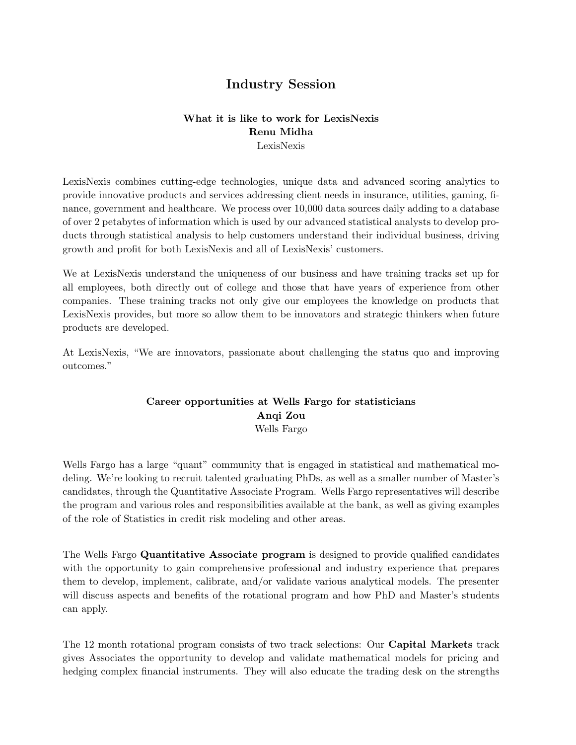# Industry Session

### What it is like to work for LexisNexis

**Renu Midha**

LexisNexis

LexisNexis combines cutting-edge technologies, unique data and advanced scoring analytics to provide innovative products and services addressing client needs in insurance, utilities, gaming, finance, government and healthcare. We process over 10,000 data sources daily adding to a database of over 2 petabytes of information which is used by our advanced statistical analysts to develop products through statistical analysis to help customers understand their individual business, driving growth and profit for both LexisNexis and all of LexisNexis' customers.

We at LexisNexis understand the uniqueness of our business and have training tracks set up for all employees, both directly out of college and those that have years of experience from other companies. These training tracks not only give our employees the knowledge on products that LexisNexis provides, but more so allow them to be innovators and strategic thinkers when future products are developed.

At LexisNexis, "We are innovators, passionate about challenging the status quo and improving outcomes."

### Career opportunities at Wells Fargo for statisticians

**Anqi Zou**

Wells Fargo

Wells Fargo has a large "quant" community that is engaged in statistical and mathematical modeling. We're looking to recruit talented graduating PhDs, as well as a smaller number of Master's candidates, through the Quantitative Associate Program. Wells Fargo representatives will describe the program and various roles and responsibilities available at the bank, as well as giving examples of the role of Statistics in credit risk modeling and other areas.

The Wells Fargo **Quantitative Associate program** is designed to provide qualified candidates with the opportunity to gain comprehensive professional and industry experience that prepares them to develop, implement, calibrate, and/or validate various analytical models. The presenter will discuss aspects and benefits of the rotational program and how PhD and Master's students can apply.

The 12 month rotational program consists of two track selections: Our **Capital Markets** track gives Associates the opportunity to develop and validate mathematical models for pricing and hedging complex financial instruments. They will also educate the trading desk on the strengths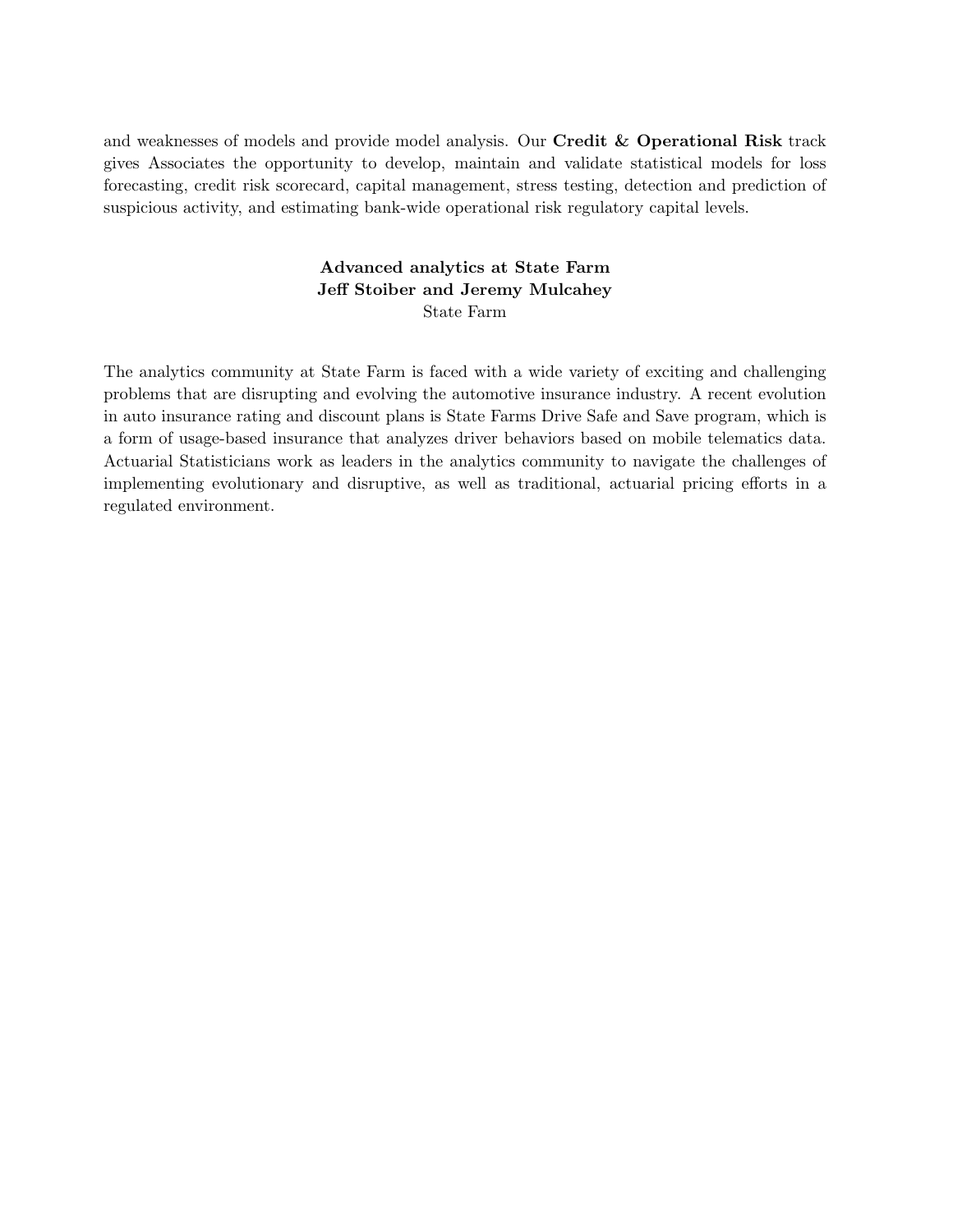and weaknesses of models and provide model analysis. Our **Credit & Operational Risk** track gives Associates the opportunity to develop, maintain and validate statistical models for loss forecasting, credit risk scorecard, capital management, stress testing, detection and prediction of suspicious activity, and estimating bank-wide operational risk regulatory capital levels.

**Advanced analytics at State Farm**
**Jeff Stoiber and Jeremy Mulcahey**
State Farm

The analytics community at State Farm is faced with a wide variety of exciting and challenging problems that are disrupting and evolving the automotive insurance industry. A recent evolution in auto insurance rating and discount plans is State Farms Drive Safe and Save program, which is a form of usage-based insurance that analyzes driver behaviors based on mobile telematics data. Actuarial Statisticians work as leaders in the analytics community to navigate the challenges of implementing evolutionary and disruptive, as well as traditional, actuarial pricing efforts in a regulated environment.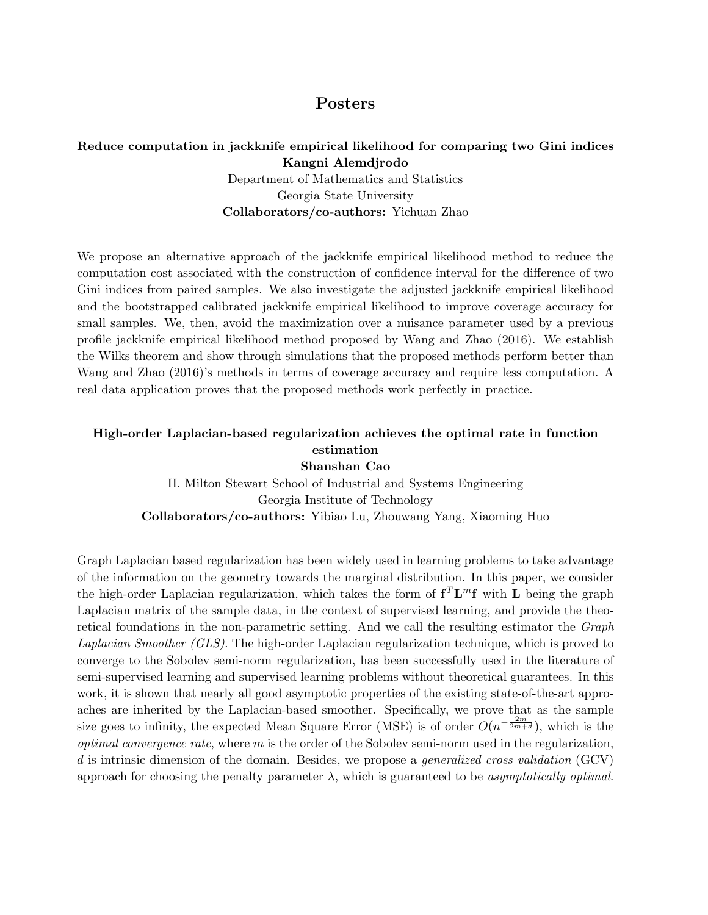# Posters

### Reduce computation in jackknife empirical likelihood for comparing two Gini indices

**Kangni Alemdjrodo**

Department of Mathematics and Statistics

Georgia State University

**Collaborators/co-authors:** Yichuan Zhao

We propose an alternative approach of the jackknife empirical likelihood method to reduce the computation cost associated with the construction of confidence interval for the difference of two Gini indices from paired samples. We also investigate the adjusted jackknife empirical likelihood and the bootstrapped calibrated jackknife empirical likelihood to improve coverage accuracy for small samples. We, then, avoid the maximization over a nuisance parameter used by a previous profile jackknife empirical likelihood method proposed by Wang and Zhao (2016). We establish the Wilks theorem and show through simulations that the proposed methods perform better than Wang and Zhao (2016)'s methods in terms of coverage accuracy and require less computation. A real data application proves that the proposed methods work perfectly in practice.

### High-order Laplacian-based regularization achieves the optimal rate in function estimation

**Shanshan Cao**

H. Milton Stewart School of Industrial and Systems Engineering

Georgia Institute of Technology

**Collaborators/co-authors:** Yibiao Lu, Zhouwang Yang, Xiaoming Huo

Graph Laplacian based regularization has been widely used in learning problems to take advantage of the information on the geometry towards the marginal distribution. In this paper, we consider the high-order Laplacian regularization, which takes the form of $\mathbf{f}^T\mathbf{L}^m\mathbf{f}$ with $\mathbf{L}$ being the graph Laplacian matrix of the sample data, in the context of supervised learning, and provide the theoretical foundations in the non-parametric setting. And we call the resulting estimator the *Graph Laplacian Smoother (GLS)*. The high-order Laplacian regularization technique, which is proved to converge to the Sobolev semi-norm regularization, has been successfully used in the literature of semi-supervised learning and supervised learning problems without theoretical guarantees. In this work, it is shown that nearly all good asymptotic properties of the existing state-of-the-art approaches are inherited by the Laplacian-based smoother. Specifically, we prove that as the sample size goes to infinity, the expected Mean Square Error (MSE) is of order $O(n^{-\frac{2m}{2m+d}})$, which is the *optimal convergence rate*, where $m$ is the order of the Sobolev semi-norm used in the regularization, $d$ is intrinsic dimension of the domain. Besides, we propose a *generalized cross validation* (GCV) approach for choosing the penalty parameter $\lambda$, which is guaranteed to be *asymptotically optimal*.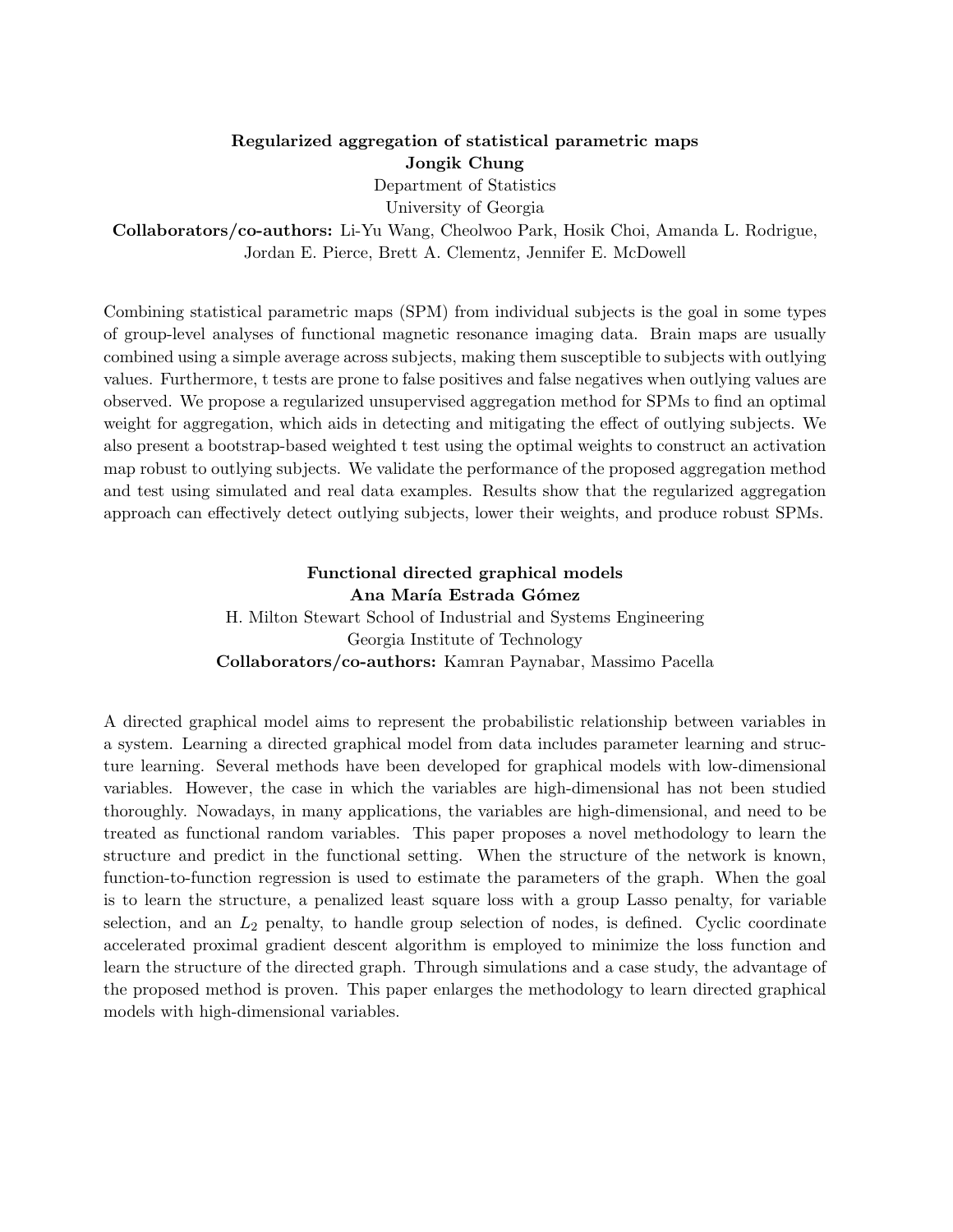**Regularized aggregation of statistical parametric maps**

**Jongik Chung**

Department of Statistics

University of Georgia

**Collaborators/co-authors:** Li-Yu Wang, Cheolwoo Park, Hosik Choi, Amanda L. Rodrigue, Jordan E. Pierce, Brett A. Clementz, Jennifer E. McDowell

Combining statistical parametric maps (SPM) from individual subjects is the goal in some types of group-level analyses of functional magnetic resonance imaging data. Brain maps are usually combined using a simple average across subjects, making them susceptible to subjects with outlying values. Furthermore, t tests are prone to false positives and false negatives when outlying values are observed. We propose a regularized unsupervised aggregation method for SPMs to find an optimal weight for aggregation, which aids in detecting and mitigating the effect of outlying subjects. We also present a bootstrap-based weighted t test using the optimal weights to construct an activation map robust to outlying subjects. We validate the performance of the proposed aggregation method and test using simulated and real data examples. Results show that the regularized aggregation approach can effectively detect outlying subjects, lower their weights, and produce robust SPMs.

**Functional directed graphical models**

**Ana María Estrada Gómez**

H. Milton Stewart School of Industrial and Systems Engineering

Georgia Institute of Technology

**Collaborators/co-authors:** Kamran Paynabar, Massimo Pacella

A directed graphical model aims to represent the probabilistic relationship between variables in a system. Learning a directed graphical model from data includes parameter learning and structure learning. Several methods have been developed for graphical models with low-dimensional variables. However, the case in which the variables are high-dimensional has not been studied thoroughly. Nowadays, in many applications, the variables are high-dimensional, and need to be treated as functional random variables. This paper proposes a novel methodology to learn the structure and predict in the functional setting. When the structure of the network is known, function-to-function regression is used to estimate the parameters of the graph. When the goal is to learn the structure, a penalized least square loss with a group Lasso penalty, for variable selection, and an $L_2$ penalty, to handle group selection of nodes, is defined. Cyclic coordinate accelerated proximal gradient descent algorithm is employed to minimize the loss function and learn the structure of the directed graph. Through simulations and a case study, the advantage of the proposed method is proven. This paper enlarges the methodology to learn directed graphical models with high-dimensional variables.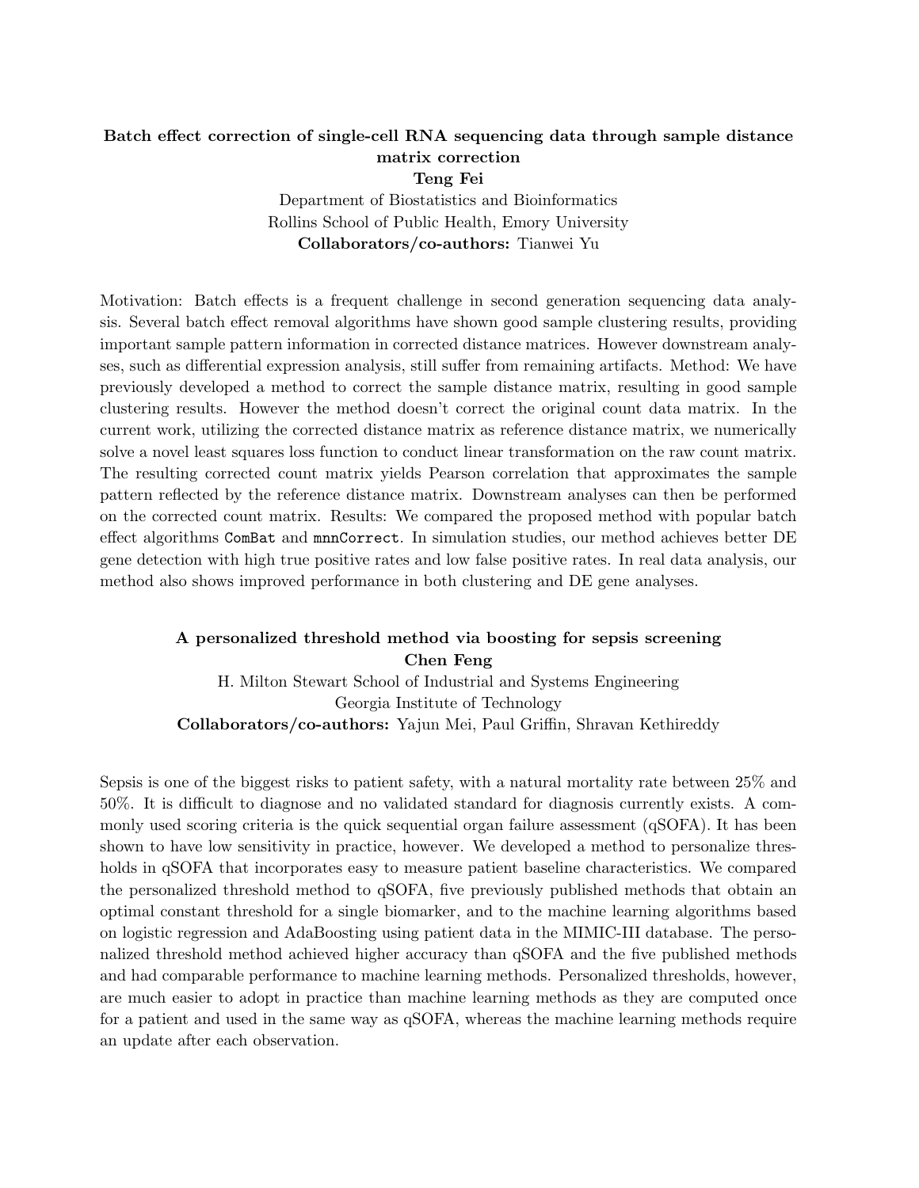### Batch effect correction of single-cell RNA sequencing data through sample distance matrix correction

**Teng Fei**

Department of Biostatistics and Bioinformatics
Rollins School of Public Health, Emory University
**Collaborators/co-authors:** Tianwei Yu

Motivation: Batch effects is a frequent challenge in second generation sequencing data analysis. Several batch effect removal algorithms have shown good sample clustering results, providing important sample pattern information in corrected distance matrices. However downstream analyses, such as differential expression analysis, still suffer from remaining artifacts. Method: We have previously developed a method to correct the sample distance matrix, resulting in good sample clustering results. However the method doesn't correct the original count data matrix. In the current work, utilizing the corrected distance matrix as reference distance matrix, we numerically solve a novel least squares loss function to conduct linear transformation on the raw count matrix. The resulting corrected count matrix yields Pearson correlation that approximates the sample pattern reflected by the reference distance matrix. Downstream analyses can then be performed on the corrected count matrix. Results: We compared the proposed method with popular batch effect algorithms `ComBat` and `mnnCorrect`. In simulation studies, our method achieves better DE gene detection with high true positive rates and low false positive rates. In real data analysis, our method also shows improved performance in both clustering and DE gene analyses.

### A personalized threshold method via boosting for sepsis screening

**Chen Feng**

H. Milton Stewart School of Industrial and Systems Engineering
Georgia Institute of Technology
**Collaborators/co-authors:** Yajun Mei, Paul Griffin, Shravan Kethireddy

Sepsis is one of the biggest risks to patient safety, with a natural mortality rate between 25% and 50%. It is difficult to diagnose and no validated standard for diagnosis currently exists. A commonly used scoring criteria is the quick sequential organ failure assessment (qSOFA). It has been shown to have low sensitivity in practice, however. We developed a method to personalize thresholds in qSOFA that incorporates easy to measure patient baseline characteristics. We compared the personalized threshold method to qSOFA, five previously published methods that obtain an optimal constant threshold for a single biomarker, and to the machine learning algorithms based on logistic regression and AdaBoosting using patient data in the MIMIC-III database. The personalized threshold method achieved higher accuracy than qSOFA and the five published methods and had comparable performance to machine learning methods. Personalized thresholds, however, are much easier to adopt in practice than machine learning methods as they are computed once for a patient and used in the same way as qSOFA, whereas the machine learning methods require an update after each observation.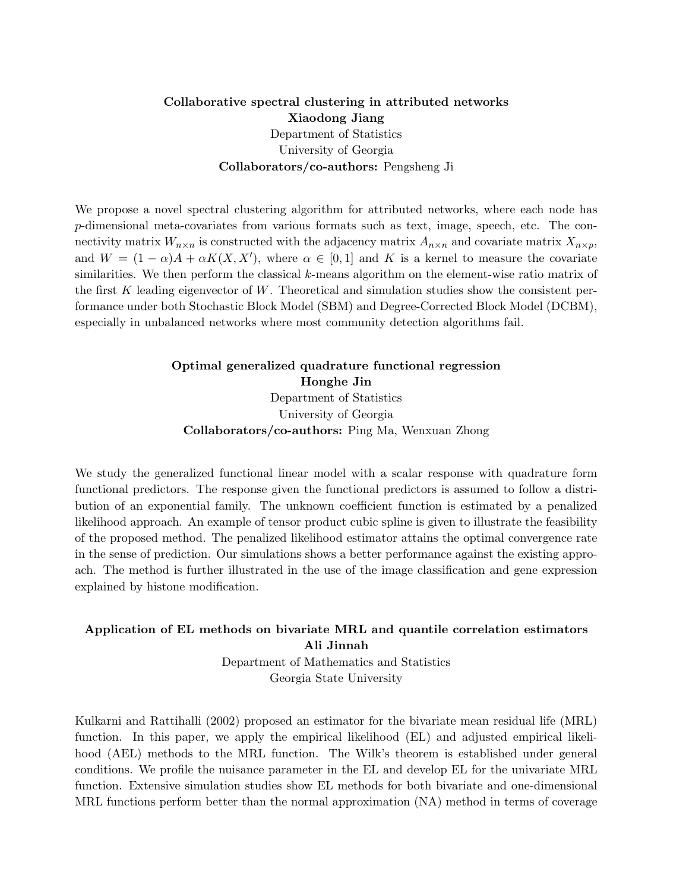**Collaborative spectral clustering in attributed networks**
**Xiaodong Jiang**
Department of Statistics
University of Georgia
**Collaborators/co-authors:** Pengsheng Ji

We propose a novel spectral clustering algorithm for attributed networks, where each node has $p$-dimensional meta-covariates from various formats such as text, image, speech, etc. The connectivity matrix $W_{n\times n}$ is constructed with the adjacency matrix $A_{n\times n}$ and covariate matrix $X_{n\times p}$, and $W = (1-\alpha)A + \alpha K(X, X')$, where $\alpha \in [0,1]$ and $K$ is a kernel to measure the covariate similarities. We then perform the classical $k$-means algorithm on the element-wise ratio matrix of the first $K$ leading eigenvector of $W$. Theoretical and simulation studies show the consistent performance under both Stochastic Block Model (SBM) and Degree-Corrected Block Model (DCBM), especially in unbalanced networks where most community detection algorithms fail.

**Optimal generalized quadrature functional regression**
**Honghe Jin**
Department of Statistics
University of Georgia
**Collaborators/co-authors:** Ping Ma, Wenxuan Zhong

We study the generalized functional linear model with a scalar response with quadrature form functional predictors. The response given the functional predictors is assumed to follow a distribution of an exponential family. The unknown coefficient function is estimated by a penalized likelihood approach. An example of tensor product cubic spline is given to illustrate the feasibility of the proposed method. The penalized likelihood estimator attains the optimal convergence rate in the sense of prediction. Our simulations shows a better performance against the existing approach. The method is further illustrated in the use of the image classification and gene expression explained by histone modification.

**Application of EL methods on bivariate MRL and quantile correlation estimators**
**Ali Jinnah**
Department of Mathematics and Statistics
Georgia State University

Kulkarni and Rattihalli (2002) proposed an estimator for the bivariate mean residual life (MRL) function. In this paper, we apply the empirical likelihood (EL) and adjusted empirical likelihood (AEL) methods to the MRL function. The Wilk's theorem is established under general conditions. We profile the nuisance parameter in the EL and develop EL for the univariate MRL function. Extensive simulation studies show EL methods for both bivariate and one-dimensional MRL functions perform better than the normal approximation (NA) method in terms of coverage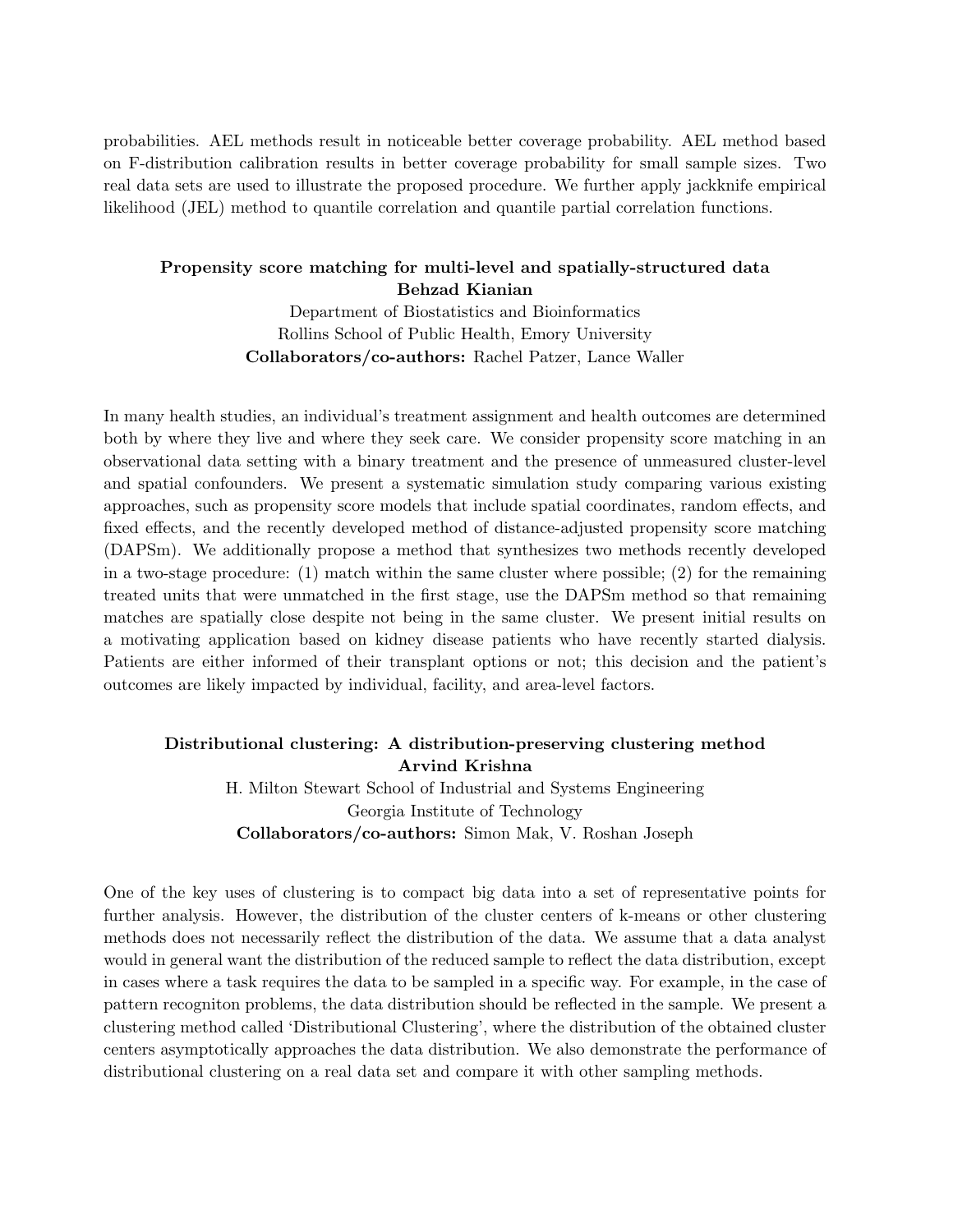probabilities. AEL methods result in noticeable better coverage probability. AEL method based on F-distribution calibration results in better coverage probability for small sample sizes. Two real data sets are used to illustrate the proposed procedure. We further apply jackknife empirical likelihood (JEL) method to quantile correlation and quantile partial correlation functions.

### Propensity score matching for multi-level and spatially-structured data

**Behzad Kianian**

Department of Biostatistics and Bioinformatics
Rollins School of Public Health, Emory University
**Collaborators/co-authors:** Rachel Patzer, Lance Waller

In many health studies, an individual's treatment assignment and health outcomes are determined both by where they live and where they seek care. We consider propensity score matching in an observational data setting with a binary treatment and the presence of unmeasured cluster-level and spatial confounders. We present a systematic simulation study comparing various existing approaches, such as propensity score models that include spatial coordinates, random effects, and fixed effects, and the recently developed method of distance-adjusted propensity score matching (DAPSm). We additionally propose a method that synthesizes two methods recently developed in a two-stage procedure: (1) match within the same cluster where possible; (2) for the remaining treated units that were unmatched in the first stage, use the DAPSm method so that remaining matches are spatially close despite not being in the same cluster. We present initial results on a motivating application based on kidney disease patients who have recently started dialysis. Patients are either informed of their transplant options or not; this decision and the patient's outcomes are likely impacted by individual, facility, and area-level factors.

### Distributional clustering: A distribution-preserving clustering method

**Arvind Krishna**

H. Milton Stewart School of Industrial and Systems Engineering
Georgia Institute of Technology
**Collaborators/co-authors:** Simon Mak, V. Roshan Joseph

One of the key uses of clustering is to compact big data into a set of representative points for further analysis. However, the distribution of the cluster centers of k-means or other clustering methods does not necessarily reflect the distribution of the data. We assume that a data analyst would in general want the distribution of the reduced sample to reflect the data distribution, except in cases where a task requires the data to be sampled in a specific way. For example, in the case of pattern recogniton problems, the data distribution should be reflected in the sample. We present a clustering method called 'Distributional Clustering', where the distribution of the obtained cluster centers asymptotically approaches the data distribution. We also demonstrate the performance of distributional clustering on a real data set and compare it with other sampling methods.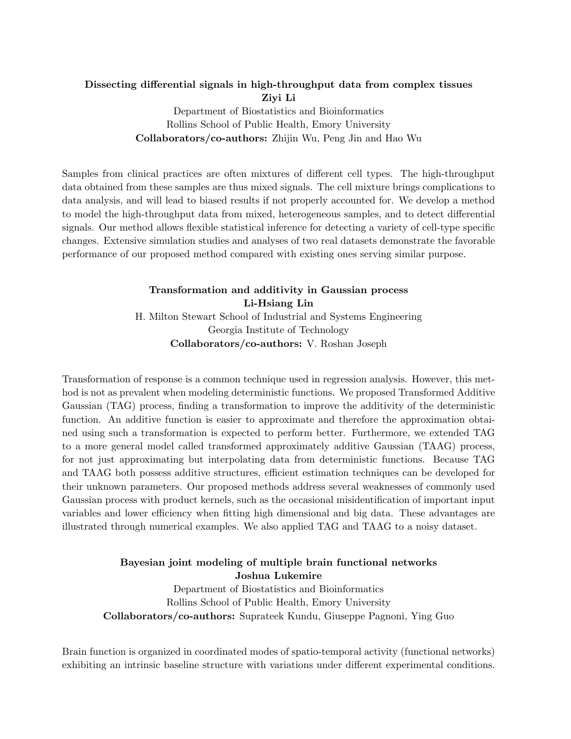**Dissecting differential signals in high-throughput data from complex tissues**
**Ziyi Li**
Department of Biostatistics and Bioinformatics
Rollins School of Public Health, Emory University
**Collaborators/co-authors:** Zhijin Wu, Peng Jin and Hao Wu

Samples from clinical practices are often mixtures of different cell types. The high-throughput data obtained from these samples are thus mixed signals. The cell mixture brings complications to data analysis, and will lead to biased results if not properly accounted for. We develop a method to model the high-throughput data from mixed, heterogeneous samples, and to detect differential signals. Our method allows flexible statistical inference for detecting a variety of cell-type specific changes. Extensive simulation studies and analyses of two real datasets demonstrate the favorable performance of our proposed method compared with existing ones serving similar purpose.

**Transformation and additivity in Gaussian process**
**Li-Hsiang Lin**
H. Milton Stewart School of Industrial and Systems Engineering
Georgia Institute of Technology
**Collaborators/co-authors:** V. Roshan Joseph

Transformation of response is a common technique used in regression analysis. However, this method is not as prevalent when modeling deterministic functions. We proposed Transformed Additive Gaussian (TAG) process, finding a transformation to improve the additivity of the deterministic function. An additive function is easier to approximate and therefore the approximation obtained using such a transformation is expected to perform better. Furthermore, we extended TAG to a more general model called transformed approximately additive Gaussian (TAAG) process, for not just approximating but interpolating data from deterministic functions. Because TAG and TAAG both possess additive structures, efficient estimation techniques can be developed for their unknown parameters. Our proposed methods address several weaknesses of commonly used Gaussian process with product kernels, such as the occasional misidentification of important input variables and lower efficiency when fitting high dimensional and big data. These advantages are illustrated through numerical examples. We also applied TAG and TAAG to a noisy dataset.

**Bayesian joint modeling of multiple brain functional networks**
**Joshua Lukemire**
Department of Biostatistics and Bioinformatics
Rollins School of Public Health, Emory University
**Collaborators/co-authors:** Suprateek Kundu, Giuseppe Pagnoni, Ying Guo

Brain function is organized in coordinated modes of spatio-temporal activity (functional networks) exhibiting an intrinsic baseline structure with variations under different experimental conditions.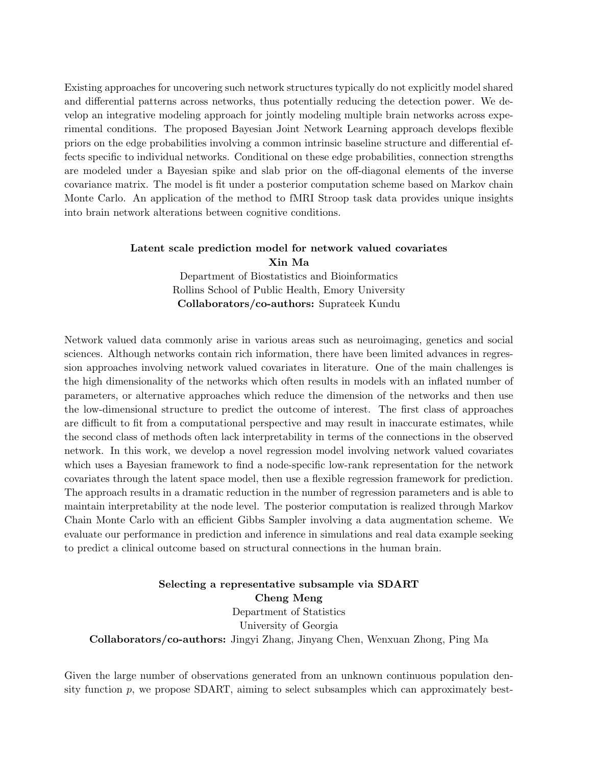Existing approaches for uncovering such network structures typically do not explicitly model shared and differential patterns across networks, thus potentially reducing the detection power. We develop an integrative modeling approach for jointly modeling multiple brain networks across experimental conditions. The proposed Bayesian Joint Network Learning approach develops flexible priors on the edge probabilities involving a common intrinsic baseline structure and differential effects specific to individual networks. Conditional on these edge probabilities, connection strengths are modeled under a Bayesian spike and slab prior on the off-diagonal elements of the inverse covariance matrix. The model is fit under a posterior computation scheme based on Markov chain Monte Carlo. An application of the method to fMRI Stroop task data provides unique insights into brain network alterations between cognitive conditions.

**Latent scale prediction model for network valued covariates**
**Xin Ma**
Department of Biostatistics and Bioinformatics
Rollins School of Public Health, Emory University
**Collaborators/co-authors:** Suprateek Kundu

Network valued data commonly arise in various areas such as neuroimaging, genetics and social sciences. Although networks contain rich information, there have been limited advances in regression approaches involving network valued covariates in literature. One of the main challenges is the high dimensionality of the networks which often results in models with an inflated number of parameters, or alternative approaches which reduce the dimension of the networks and then use the low-dimensional structure to predict the outcome of interest. The first class of approaches are difficult to fit from a computational perspective and may result in inaccurate estimates, while the second class of methods often lack interpretability in terms of the connections in the observed network. In this work, we develop a novel regression model involving network valued covariates which uses a Bayesian framework to find a node-specific low-rank representation for the network covariates through the latent space model, then use a flexible regression framework for prediction. The approach results in a dramatic reduction in the number of regression parameters and is able to maintain interpretability at the node level. The posterior computation is realized through Markov Chain Monte Carlo with an efficient Gibbs Sampler involving a data augmentation scheme. We evaluate our performance in prediction and inference in simulations and real data example seeking to predict a clinical outcome based on structural connections in the human brain.

**Selecting a representative subsample via SDART**
**Cheng Meng**
Department of Statistics
University of Georgia
**Collaborators/co-authors:** Jingyi Zhang, Jinyang Chen, Wenxuan Zhong, Ping Ma

Given the large number of observations generated from an unknown continuous population density function $p$, we propose SDART, aiming to select subsamples which can approximately best-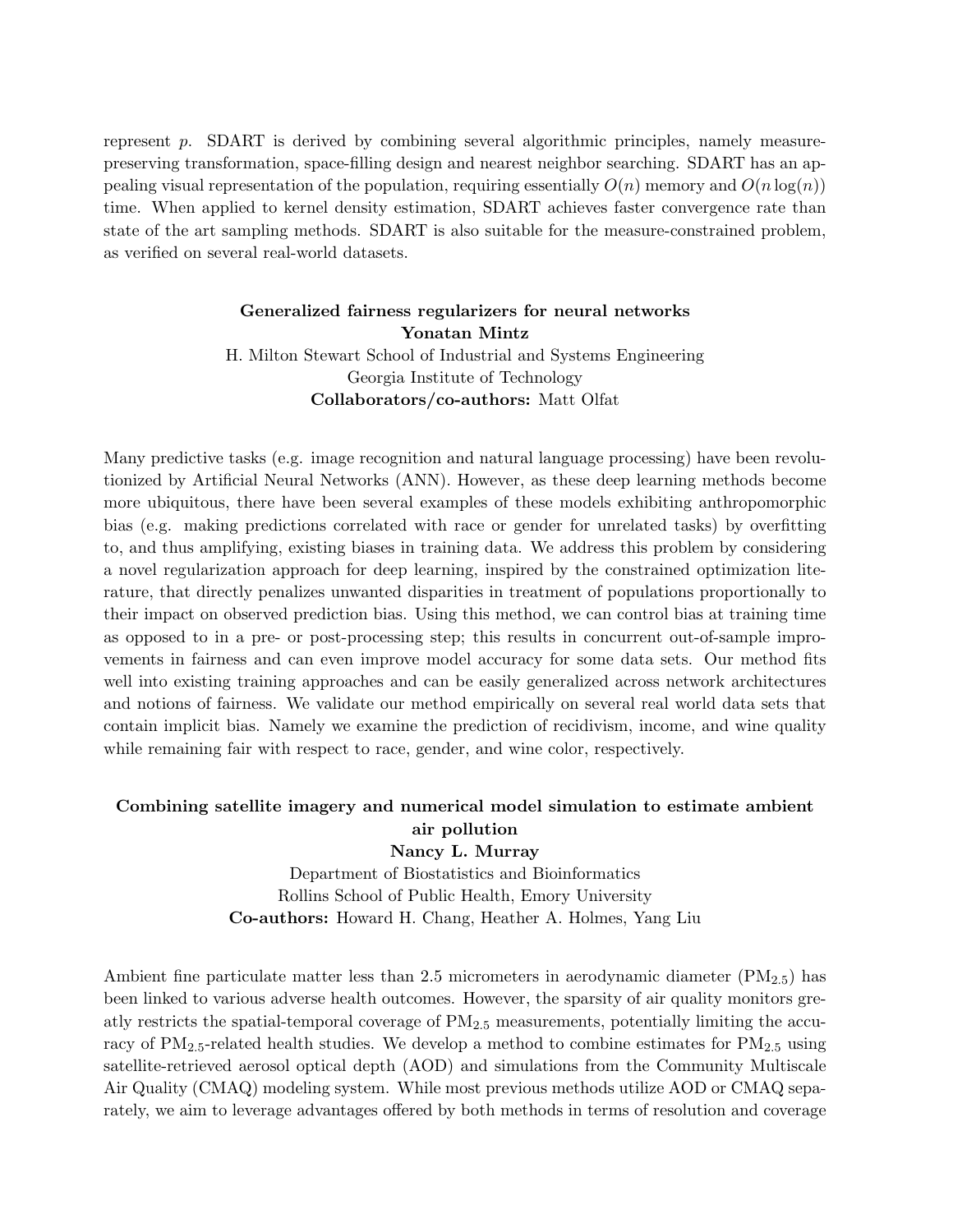represent $p$. SDART is derived by combining several algorithmic principles, namely measure-preserving transformation, space-filling design and nearest neighbor searching. SDART has an appealing visual representation of the population, requiring essentially $O(n)$ memory and $O(n\log(n))$ time. When applied to kernel density estimation, SDART achieves faster convergence rate than state of the art sampling methods. SDART is also suitable for the measure-constrained problem, as verified on several real-world datasets.

**Generalized fairness regularizers for neural networks**
**Yonatan Mintz**
H. Milton Stewart School of Industrial and Systems Engineering
Georgia Institute of Technology
**Collaborators/co-authors:** Matt Olfat

Many predictive tasks (e.g. image recognition and natural language processing) have been revolutionized by Artificial Neural Networks (ANN). However, as these deep learning methods become more ubiquitous, there have been several examples of these models exhibiting anthropomorphic bias (e.g. making predictions correlated with race or gender for unrelated tasks) by overfitting to, and thus amplifying, existing biases in training data. We address this problem by considering a novel regularization approach for deep learning, inspired by the constrained optimization literature, that directly penalizes unwanted disparities in treatment of populations proportionally to their impact on observed prediction bias. Using this method, we can control bias at training time as opposed to in a pre- or post-processing step; this results in concurrent out-of-sample improvements in fairness and can even improve model accuracy for some data sets. Our method fits well into existing training approaches and can be easily generalized across network architectures and notions of fairness. We validate our method empirically on several real world data sets that contain implicit bias. Namely we examine the prediction of recidivism, income, and wine quality while remaining fair with respect to race, gender, and wine color, respectively.

**Combining satellite imagery and numerical model simulation to estimate ambient air pollution**
**Nancy L. Murray**
Department of Biostatistics and Bioinformatics
Rollins School of Public Health, Emory University
**Co-authors:** Howard H. Chang, Heather A. Holmes, Yang Liu

Ambient fine particulate matter less than 2.5 micrometers in aerodynamic diameter ($PM_{2.5}$) has been linked to various adverse health outcomes. However, the sparsity of air quality monitors greatly restricts the spatial-temporal coverage of $PM_{2.5}$ measurements, potentially limiting the accuracy of $PM_{2.5}$-related health studies. We develop a method to combine estimates for $PM_{2.5}$ using satellite-retrieved aerosol optical depth (AOD) and simulations from the Community Multiscale Air Quality (CMAQ) modeling system. While most previous methods utilize AOD or CMAQ separately, we aim to leverage advantages offered by both methods in terms of resolution and coverage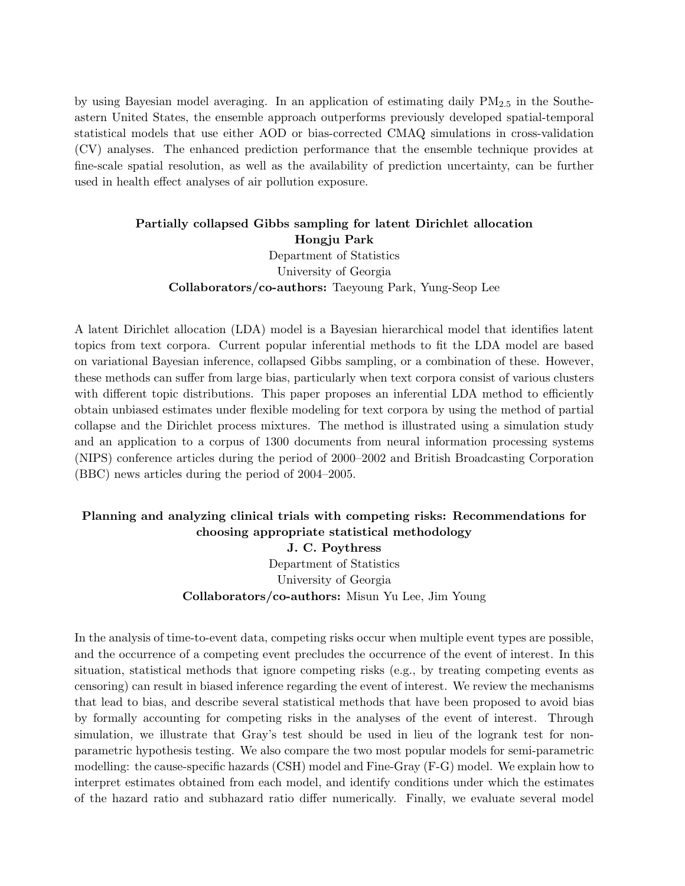by using Bayesian model averaging. In an application of estimating daily $PM_{2.5}$ in the Southeastern United States, the ensemble approach outperforms previously developed spatial-temporal statistical models that use either AOD or bias-corrected CMAQ simulations in cross-validation (CV) analyses. The enhanced prediction performance that the ensemble technique provides at fine-scale spatial resolution, as well as the availability of prediction uncertainty, can be further used in health effect analyses of air pollution exposure.

**Partially collapsed Gibbs sampling for latent Dirichlet allocation**
**Hongju Park**
Department of Statistics
University of Georgia
**Collaborators/co-authors:** Taeyoung Park, Yung-Seop Lee

A latent Dirichlet allocation (LDA) model is a Bayesian hierarchical model that identifies latent topics from text corpora. Current popular inferential methods to fit the LDA model are based on variational Bayesian inference, collapsed Gibbs sampling, or a combination of these. However, these methods can suffer from large bias, particularly when text corpora consist of various clusters with different topic distributions. This paper proposes an inferential LDA method to efficiently obtain unbiased estimates under flexible modeling for text corpora by using the method of partial collapse and the Dirichlet process mixtures. The method is illustrated using a simulation study and an application to a corpus of 1300 documents from neural information processing systems (NIPS) conference articles during the period of 2000–2002 and British Broadcasting Corporation (BBC) news articles during the period of 2004–2005.

**Planning and analyzing clinical trials with competing risks: Recommendations for choosing appropriate statistical methodology**
**J. C. Poythress**
Department of Statistics
University of Georgia
**Collaborators/co-authors:** Misun Yu Lee, Jim Young

In the analysis of time-to-event data, competing risks occur when multiple event types are possible, and the occurrence of a competing event precludes the occurrence of the event of interest. In this situation, statistical methods that ignore competing risks (e.g., by treating competing events as censoring) can result in biased inference regarding the event of interest. We review the mechanisms that lead to bias, and describe several statistical methods that have been proposed to avoid bias by formally accounting for competing risks in the analyses of the event of interest. Through simulation, we illustrate that Gray's test should be used in lieu of the logrank test for nonparametric hypothesis testing. We also compare the two most popular models for semi-parametric modelling: the cause-specific hazards (CSH) model and Fine-Gray (F-G) model. We explain how to interpret estimates obtained from each model, and identify conditions under which the estimates of the hazard ratio and subhazard ratio differ numerically. Finally, we evaluate several model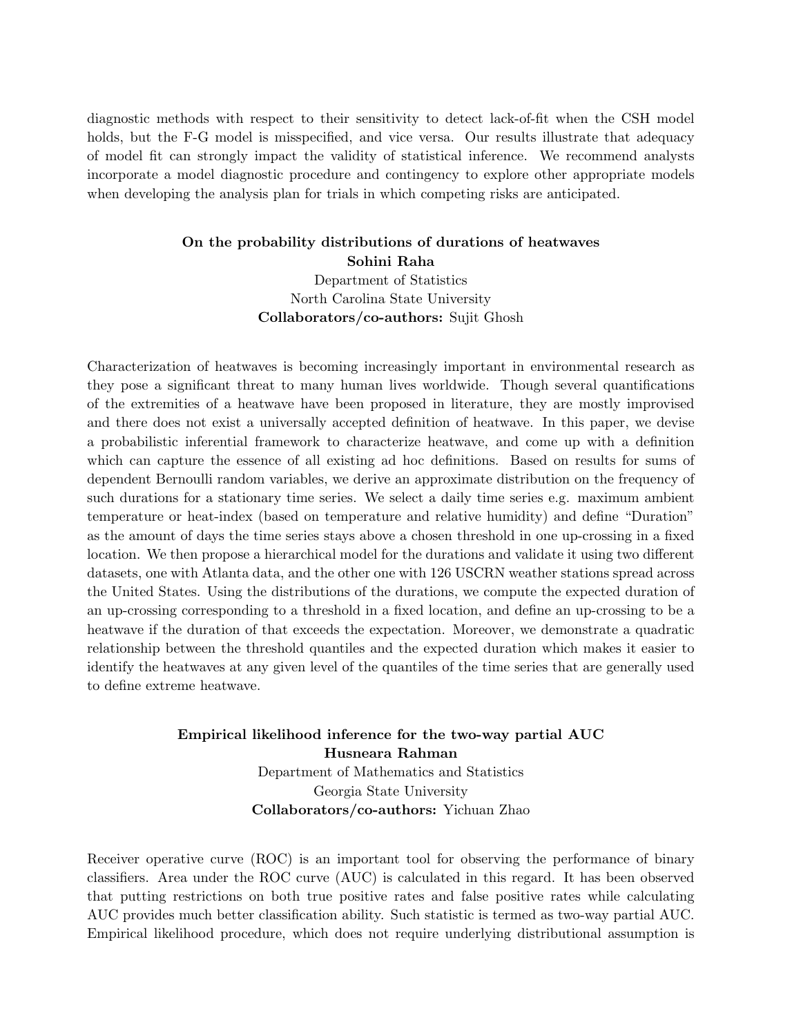diagnostic methods with respect to their sensitivity to detect lack-of-fit when the CSH model holds, but the F-G model is misspecified, and vice versa. Our results illustrate that adequacy of model fit can strongly impact the validity of statistical inference. We recommend analysts incorporate a model diagnostic procedure and contingency to explore other appropriate models when developing the analysis plan for trials in which competing risks are anticipated.

**On the probability distributions of durations of heatwaves**
**Sohini Raha**
Department of Statistics
North Carolina State University
**Collaborators/co-authors:** Sujit Ghosh

Characterization of heatwaves is becoming increasingly important in environmental research as they pose a significant threat to many human lives worldwide. Though several quantifications of the extremities of a heatwave have been proposed in literature, they are mostly improvised and there does not exist a universally accepted definition of heatwave. In this paper, we devise a probabilistic inferential framework to characterize heatwave, and come up with a definition which can capture the essence of all existing ad hoc definitions. Based on results for sums of dependent Bernoulli random variables, we derive an approximate distribution on the frequency of such durations for a stationary time series. We select a daily time series e.g. maximum ambient temperature or heat-index (based on temperature and relative humidity) and define "Duration" as the amount of days the time series stays above a chosen threshold in one up-crossing in a fixed location. We then propose a hierarchical model for the durations and validate it using two different datasets, one with Atlanta data, and the other one with 126 USCRN weather stations spread across the United States. Using the distributions of the durations, we compute the expected duration of an up-crossing corresponding to a threshold in a fixed location, and define an up-crossing to be a heatwave if the duration of that exceeds the expectation. Moreover, we demonstrate a quadratic relationship between the threshold quantiles and the expected duration which makes it easier to identify the heatwaves at any given level of the quantiles of the time series that are generally used to define extreme heatwave.

**Empirical likelihood inference for the two-way partial AUC**
**Husneara Rahman**
Department of Mathematics and Statistics
Georgia State University
**Collaborators/co-authors:** Yichuan Zhao

Receiver operative curve (ROC) is an important tool for observing the performance of binary classifiers. Area under the ROC curve (AUC) is calculated in this regard. It has been observed that putting restrictions on both true positive rates and false positive rates while calculating AUC provides much better classification ability. Such statistic is termed as two-way partial AUC. Empirical likelihood procedure, which does not require underlying distributional assumption is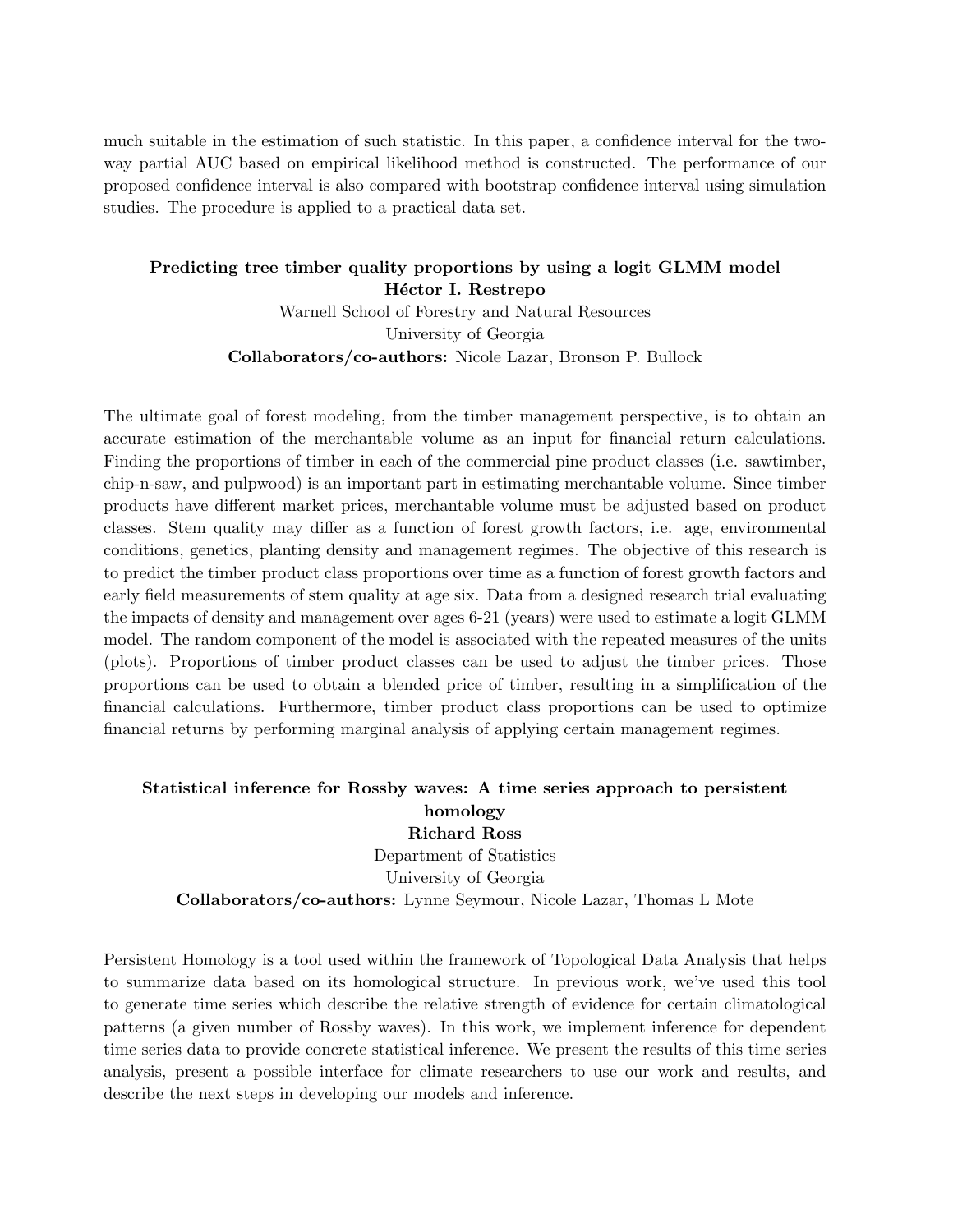much suitable in the estimation of such statistic. In this paper, a confidence interval for the two-way partial AUC based on empirical likelihood method is constructed. The performance of our proposed confidence interval is also compared with bootstrap confidence interval using simulation studies. The procedure is applied to a practical data set.

### Predicting tree timber quality proportions by using a logit GLMM model

**Héctor I. Restrepo**

Warnell School of Forestry and Natural Resources

University of Georgia

**Collaborators/co-authors:** Nicole Lazar, Bronson P. Bullock

The ultimate goal of forest modeling, from the timber management perspective, is to obtain an accurate estimation of the merchantable volume as an input for financial return calculations. Finding the proportions of timber in each of the commercial pine product classes (i.e. sawtimber, chip-n-saw, and pulpwood) is an important part in estimating merchantable volume. Since timber products have different market prices, merchantable volume must be adjusted based on product classes. Stem quality may differ as a function of forest growth factors, i.e. age, environmental conditions, genetics, planting density and management regimes. The objective of this research is to predict the timber product class proportions over time as a function of forest growth factors and early field measurements of stem quality at age six. Data from a designed research trial evaluating the impacts of density and management over ages 6-21 (years) were used to estimate a logit GLMM model. The random component of the model is associated with the repeated measures of the units (plots). Proportions of timber product classes can be used to adjust the timber prices. Those proportions can be used to obtain a blended price of timber, resulting in a simplification of the financial calculations. Furthermore, timber product class proportions can be used to optimize financial returns by performing marginal analysis of applying certain management regimes.

### Statistical inference for Rossby waves: A time series approach to persistent homology

**Richard Ross**

Department of Statistics

University of Georgia

**Collaborators/co-authors:** Lynne Seymour, Nicole Lazar, Thomas L Mote

Persistent Homology is a tool used within the framework of Topological Data Analysis that helps to summarize data based on its homological structure. In previous work, we've used this tool to generate time series which describe the relative strength of evidence for certain climatological patterns (a given number of Rossby waves). In this work, we implement inference for dependent time series data to provide concrete statistical inference. We present the results of this time series analysis, present a possible interface for climate researchers to use our work and results, and describe the next steps in developing our models and inference.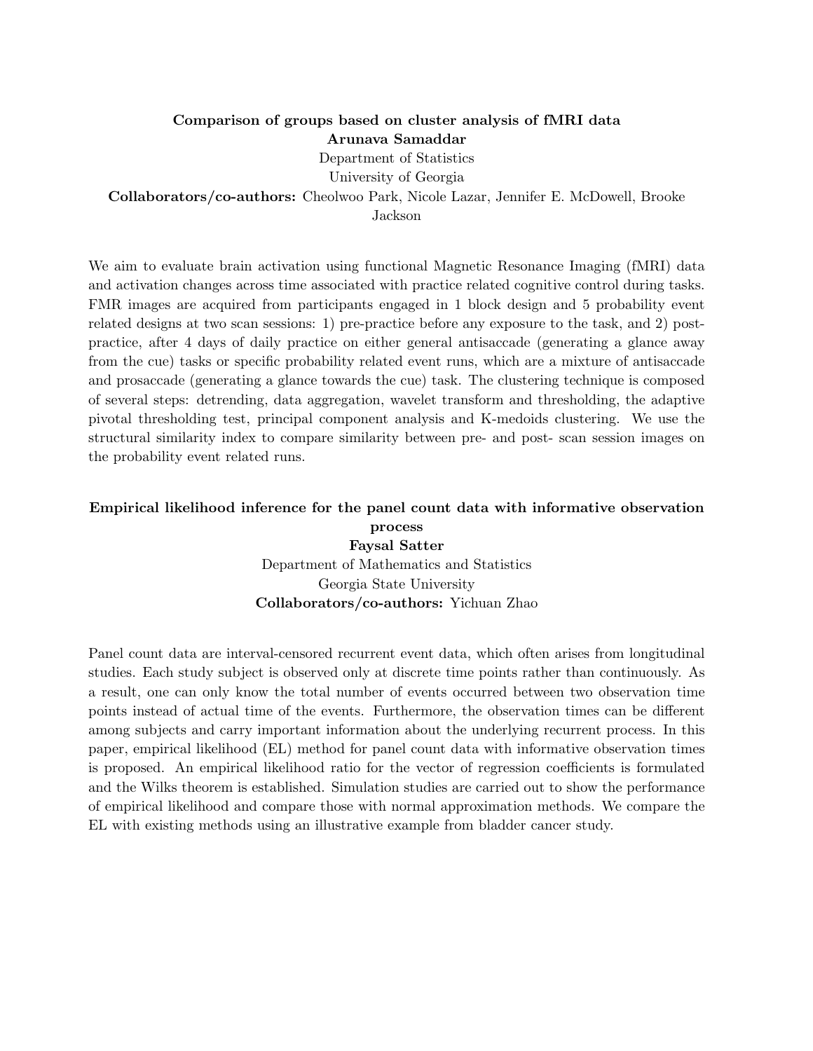**Comparison of groups based on cluster analysis of fMRI data**

**Arunava Samaddar**

Department of Statistics

University of Georgia

**Collaborators/co-authors:** Cheolwoo Park, Nicole Lazar, Jennifer E. McDowell, Brooke Jackson

We aim to evaluate brain activation using functional Magnetic Resonance Imaging (fMRI) data and activation changes across time associated with practice related cognitive control during tasks. FMR images are acquired from participants engaged in 1 block design and 5 probability event related designs at two scan sessions: 1) pre-practice before any exposure to the task, and 2) post-practice, after 4 days of daily practice on either general antisaccade (generating a glance away from the cue) tasks or specific probability related event runs, which are a mixture of antisaccade and prosaccade (generating a glance towards the cue) task. The clustering technique is composed of several steps: detrending, data aggregation, wavelet transform and thresholding, the adaptive pivotal thresholding test, principal component analysis and K-medoids clustering. We use the structural similarity index to compare similarity between pre- and post- scan session images on the probability event related runs.

**Empirical likelihood inference for the panel count data with informative observation process**

**Faysal Satter**

Department of Mathematics and Statistics

Georgia State University

**Collaborators/co-authors:** Yichuan Zhao

Panel count data are interval-censored recurrent event data, which often arises from longitudinal studies. Each study subject is observed only at discrete time points rather than continuously. As a result, one can only know the total number of events occurred between two observation time points instead of actual time of the events. Furthermore, the observation times can be different among subjects and carry important information about the underlying recurrent process. In this paper, empirical likelihood (EL) method for panel count data with informative observation times is proposed. An empirical likelihood ratio for the vector of regression coefficients is formulated and the Wilks theorem is established. Simulation studies are carried out to show the performance of empirical likelihood and compare those with normal approximation methods. We compare the EL with existing methods using an illustrative example from bladder cancer study.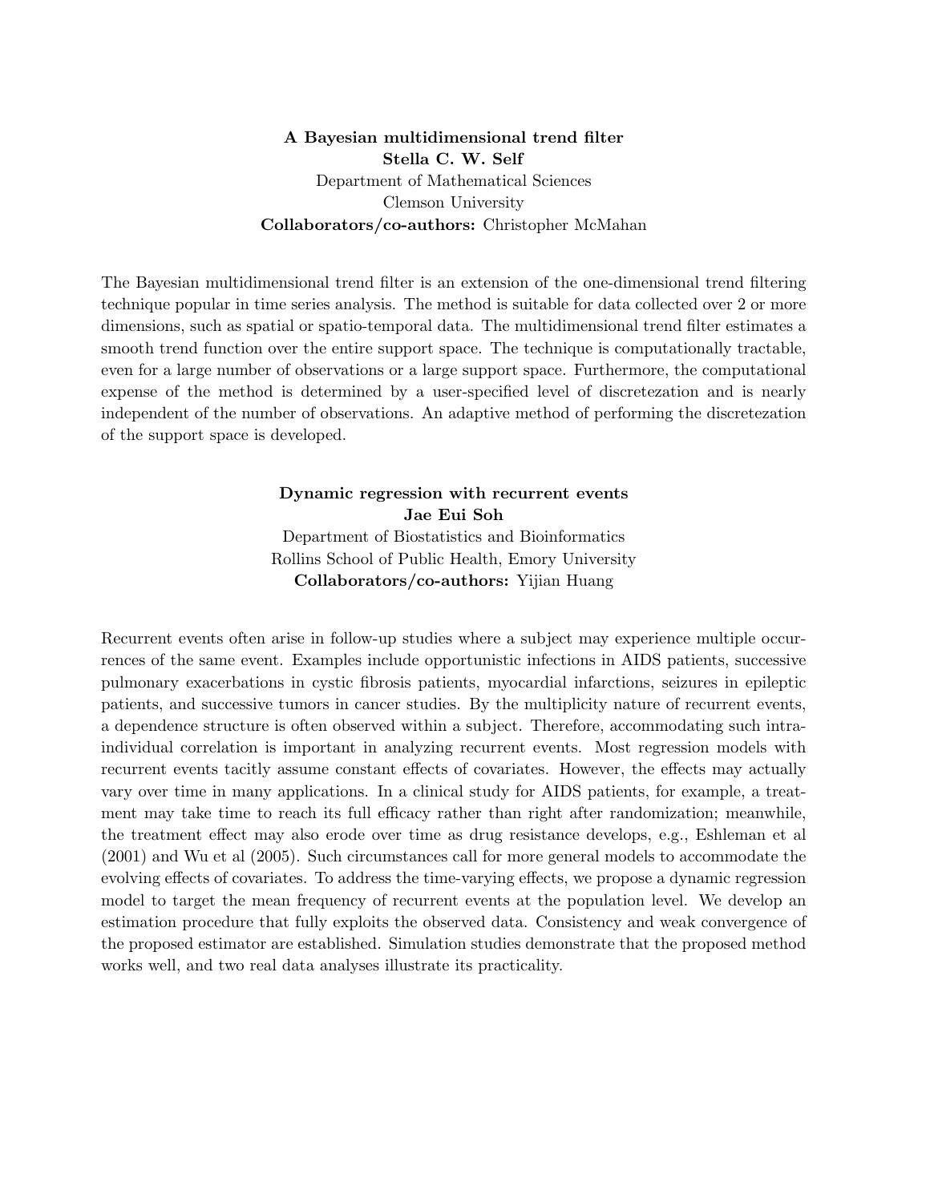**A Bayesian multidimensional trend filter**
**Stella C. W. Self**
Department of Mathematical Sciences
Clemson University
**Collaborators/co-authors:** Christopher McMahan

The Bayesian multidimensional trend filter is an extension of the one-dimensional trend filtering technique popular in time series analysis. The method is suitable for data collected over 2 or more dimensions, such as spatial or spatio-temporal data. The multidimensional trend filter estimates a smooth trend function over the entire support space. The technique is computationally tractable, even for a large number of observations or a large support space. Furthermore, the computational expense of the method is determined by a user-specified level of discretezation and is nearly independent of the number of observations. An adaptive method of performing the discretezation of the support space is developed.

**Dynamic regression with recurrent events**
**Jae Eui Soh**
Department of Biostatistics and Bioinformatics
Rollins School of Public Health, Emory University
**Collaborators/co-authors:** Yijian Huang

Recurrent events often arise in follow-up studies where a subject may experience multiple occurrences of the same event. Examples include opportunistic infections in AIDS patients, successive pulmonary exacerbations in cystic fibrosis patients, myocardial infarctions, seizures in epileptic patients, and successive tumors in cancer studies. By the multiplicity nature of recurrent events, a dependence structure is often observed within a subject. Therefore, accommodating such intra-individual correlation is important in analyzing recurrent events. Most regression models with recurrent events tacitly assume constant effects of covariates. However, the effects may actually vary over time in many applications. In a clinical study for AIDS patients, for example, a treatment may take time to reach its full efficacy rather than right after randomization; meanwhile, the treatment effect may also erode over time as drug resistance develops, e.g., Eshleman et al (2001) and Wu et al (2005). Such circumstances call for more general models to accommodate the evolving effects of covariates. To address the time-varying effects, we propose a dynamic regression model to target the mean frequency of recurrent events at the population level. We develop an estimation procedure that fully exploits the observed data. Consistency and weak convergence of the proposed estimator are established. Simulation studies demonstrate that the proposed method works well, and two real data analyses illustrate its practicality.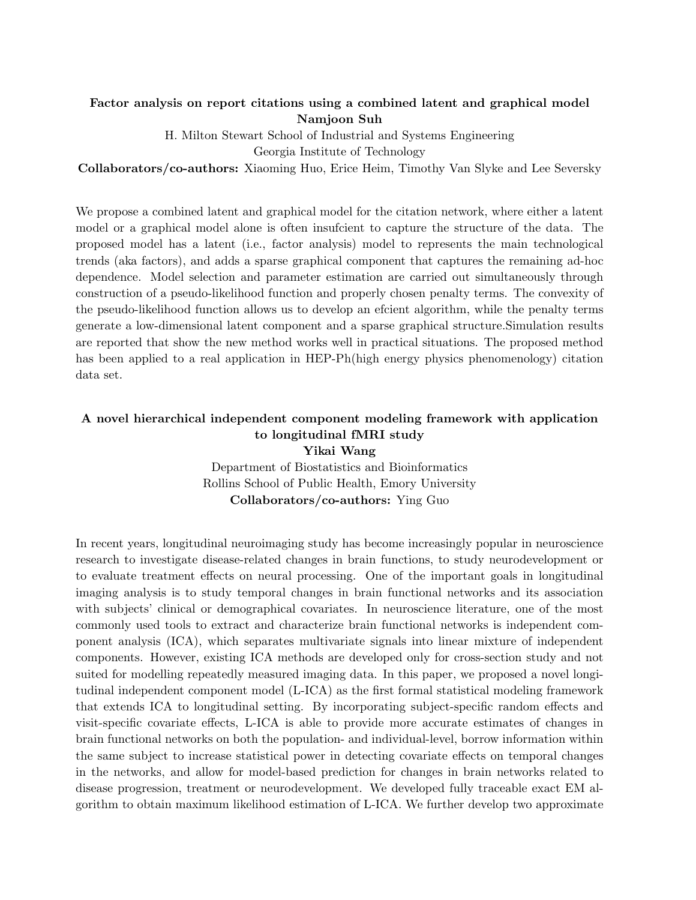**Factor analysis on report citations using a combined latent and graphical model**
**Namjoon Suh**
H. Milton Stewart School of Industrial and Systems Engineering
Georgia Institute of Technology
**Collaborators/co-authors:** Xiaoming Huo, Erice Heim, Timothy Van Slyke and Lee Seversky

We propose a combined latent and graphical model for the citation network, where either a latent model or a graphical model alone is often insufcient to capture the structure of the data. The proposed model has a latent (i.e., factor analysis) model to represents the main technological trends (aka factors), and adds a sparse graphical component that captures the remaining ad-hoc dependence. Model selection and parameter estimation are carried out simultaneously through construction of a pseudo-likelihood function and properly chosen penalty terms. The convexity of the pseudo-likelihood function allows us to develop an efcient algorithm, while the penalty terms generate a low-dimensional latent component and a sparse graphical structure.Simulation results are reported that show the new method works well in practical situations. The proposed method has been applied to a real application in HEP-Ph(high energy physics phenomenology) citation data set.

**A novel hierarchical independent component modeling framework with application to longitudinal fMRI study**
**Yikai Wang**
Department of Biostatistics and Bioinformatics
Rollins School of Public Health, Emory University
**Collaborators/co-authors:** Ying Guo

In recent years, longitudinal neuroimaging study has become increasingly popular in neuroscience research to investigate disease-related changes in brain functions, to study neurodevelopment or to evaluate treatment effects on neural processing. One of the important goals in longitudinal imaging analysis is to study temporal changes in brain functional networks and its association with subjects' clinical or demographical covariates. In neuroscience literature, one of the most commonly used tools to extract and characterize brain functional networks is independent component analysis (ICA), which separates multivariate signals into linear mixture of independent components. However, existing ICA methods are developed only for cross-section study and not suited for modelling repeatedly measured imaging data. In this paper, we proposed a novel longitudinal independent component model (L-ICA) as the first formal statistical modeling framework that extends ICA to longitudinal setting. By incorporating subject-specific random effects and visit-specific covariate effects, L-ICA is able to provide more accurate estimates of changes in brain functional networks on both the population- and individual-level, borrow information within the same subject to increase statistical power in detecting covariate effects on temporal changes in the networks, and allow for model-based prediction for changes in brain networks related to disease progression, treatment or neurodevelopment. We developed fully traceable exact EM algorithm to obtain maximum likelihood estimation of L-ICA. We further develop two approximate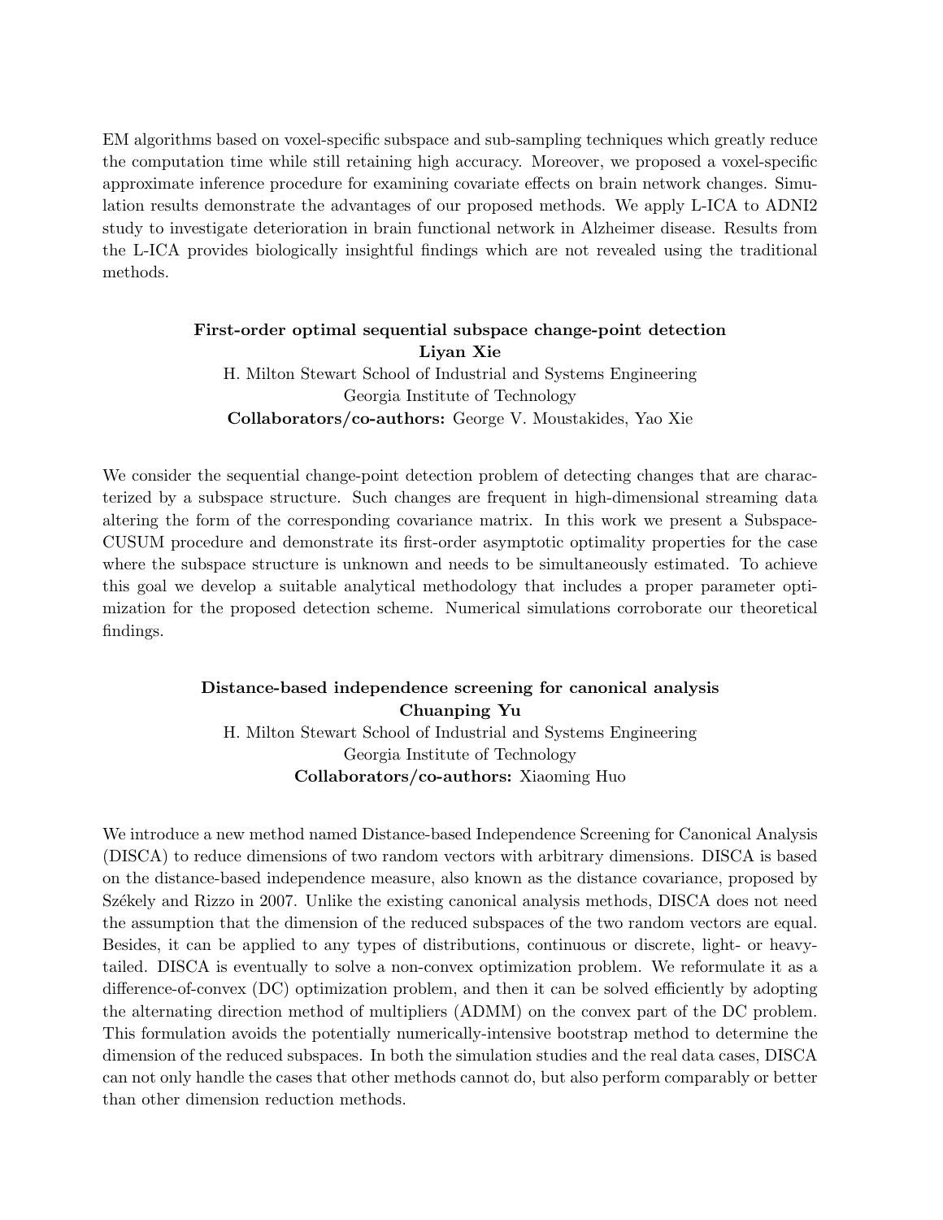EM algorithms based on voxel-specific subspace and sub-sampling techniques which greatly reduce the computation time while still retaining high accuracy. Moreover, we proposed a voxel-specific approximate inference procedure for examining covariate effects on brain network changes. Simulation results demonstrate the advantages of our proposed methods. We apply L-ICA to ADNI2 study to investigate deterioration in brain functional network in Alzheimer disease. Results from the L-ICA provides biologically insightful findings which are not revealed using the traditional methods.

**First-order optimal sequential subspace change-point detection**
**Liyan Xie**
H. Milton Stewart School of Industrial and Systems Engineering
Georgia Institute of Technology
**Collaborators/co-authors:** George V. Moustakides, Yao Xie

We consider the sequential change-point detection problem of detecting changes that are characterized by a subspace structure. Such changes are frequent in high-dimensional streaming data altering the form of the corresponding covariance matrix. In this work we present a Subspace-CUSUM procedure and demonstrate its first-order asymptotic optimality properties for the case where the subspace structure is unknown and needs to be simultaneously estimated. To achieve this goal we develop a suitable analytical methodology that includes a proper parameter optimization for the proposed detection scheme. Numerical simulations corroborate our theoretical findings.

**Distance-based independence screening for canonical analysis**
**Chuanping Yu**
H. Milton Stewart School of Industrial and Systems Engineering
Georgia Institute of Technology
**Collaborators/co-authors:** Xiaoming Huo

We introduce a new method named Distance-based Independence Screening for Canonical Analysis (DISCA) to reduce dimensions of two random vectors with arbitrary dimensions. DISCA is based on the distance-based independence measure, also known as the distance covariance, proposed by Székely and Rizzo in 2007. Unlike the existing canonical analysis methods, DISCA does not need the assumption that the dimension of the reduced subspaces of the two random vectors are equal. Besides, it can be applied to any types of distributions, continuous or discrete, light- or heavy-tailed. DISCA is eventually to solve a non-convex optimization problem. We reformulate it as a difference-of-convex (DC) optimization problem, and then it can be solved efficiently by adopting the alternating direction method of multipliers (ADMM) on the convex part of the DC problem. This formulation avoids the potentially numerically-intensive bootstrap method to determine the dimension of the reduced subspaces. In both the simulation studies and the real data cases, DISCA can not only handle the cases that other methods cannot do, but also perform comparably or better than other dimension reduction methods.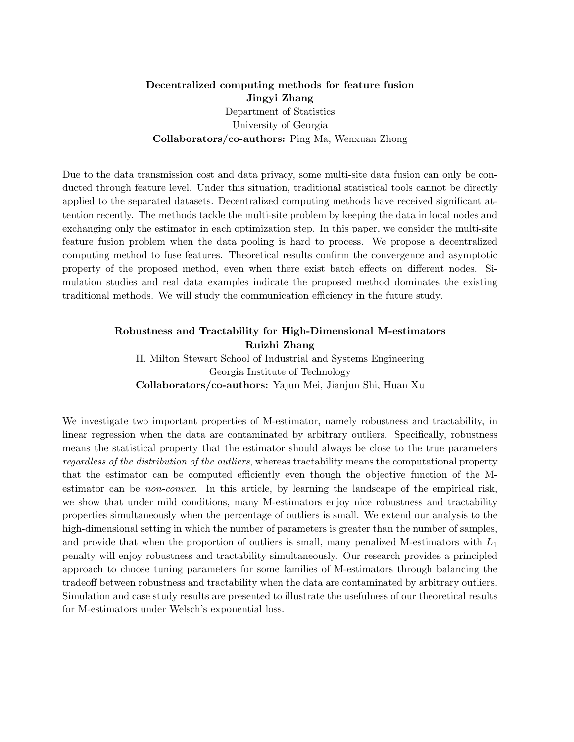### Decentralized computing methods for feature fusion

**Jingyi Zhang**

Department of Statistics
University of Georgia

**Collaborators/co-authors:** Ping Ma, Wenxuan Zhong

Due to the data transmission cost and data privacy, some multi-site data fusion can only be conducted through feature level. Under this situation, traditional statistical tools cannot be directly applied to the separated datasets. Decentralized computing methods have received significant attention recently. The methods tackle the multi-site problem by keeping the data in local nodes and exchanging only the estimator in each optimization step. In this paper, we consider the multi-site feature fusion problem when the data pooling is hard to process. We propose a decentralized computing method to fuse features. Theoretical results confirm the convergence and asymptotic property of the proposed method, even when there exist batch effects on different nodes. Simulation studies and real data examples indicate the proposed method dominates the existing traditional methods. We will study the communication efficiency in the future study.

### Robustness and Tractability for High-Dimensional M-estimators

**Ruizhi Zhang**

H. Milton Stewart School of Industrial and Systems Engineering
Georgia Institute of Technology

**Collaborators/co-authors:** Yajun Mei, Jianjun Shi, Huan Xu

We investigate two important properties of M-estimator, namely robustness and tractability, in linear regression when the data are contaminated by arbitrary outliers. Specifically, robustness means the statistical property that the estimator should always be close to the true parameters *regardless of the distribution of the outliers*, whereas tractability means the computational property that the estimator can be computed efficiently even though the objective function of the M-estimator can be *non-convex*. In this article, by learning the landscape of the empirical risk, we show that under mild conditions, many M-estimators enjoy nice robustness and tractability properties simultaneously when the percentage of outliers is small. We extend our analysis to the high-dimensional setting in which the number of parameters is greater than the number of samples, and provide that when the proportion of outliers is small, many penalized M-estimators with $L_1$ penalty will enjoy robustness and tractability simultaneously. Our research provides a principled approach to choose tuning parameters for some families of M-estimators through balancing the tradeoff between robustness and tractability when the data are contaminated by arbitrary outliers. Simulation and case study results are presented to illustrate the usefulness of our theoretical results for M-estimators under Welsch's exponential loss.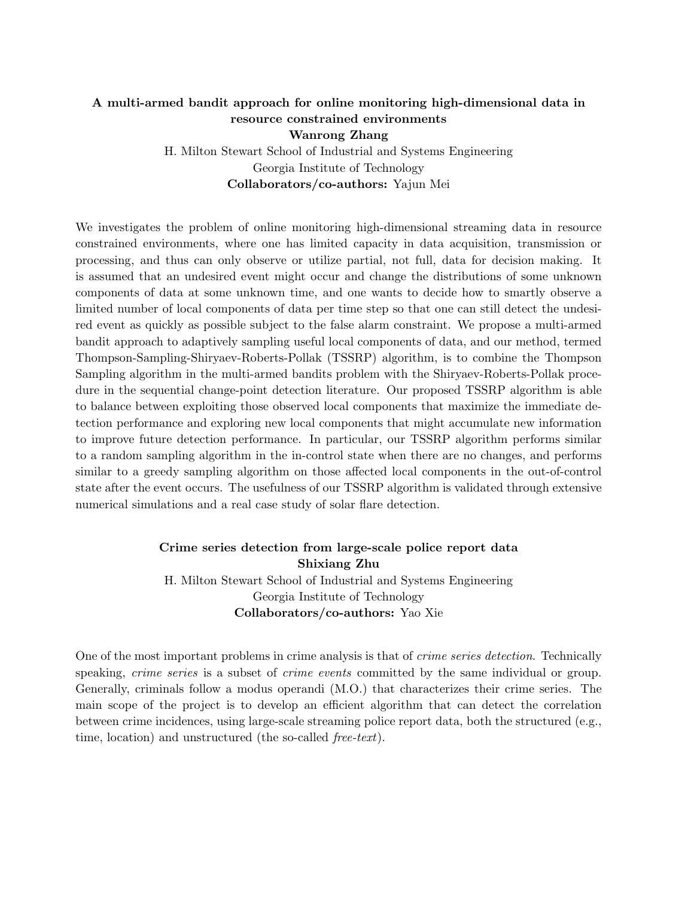**A multi-armed bandit approach for online monitoring high-dimensional data in resource constrained environments**

**Wanrong Zhang**

H. Milton Stewart School of Industrial and Systems Engineering
Georgia Institute of Technology
**Collaborators/co-authors:** Yajun Mei

We investigates the problem of online monitoring high-dimensional streaming data in resource constrained environments, where one has limited capacity in data acquisition, transmission or processing, and thus can only observe or utilize partial, not full, data for decision making. It is assumed that an undesired event might occur and change the distributions of some unknown components of data at some unknown time, and one wants to decide how to smartly observe a limited number of local components of data per time step so that one can still detect the undesired event as quickly as possible subject to the false alarm constraint. We propose a multi-armed bandit approach to adaptively sampling useful local components of data, and our method, termed Thompson-Sampling-Shiryaev-Roberts-Pollak (TSSRP) algorithm, is to combine the Thompson Sampling algorithm in the multi-armed bandits problem with the Shiryaev-Roberts-Pollak procedure in the sequential change-point detection literature. Our proposed TSSRP algorithm is able to balance between exploiting those observed local components that maximize the immediate detection performance and exploring new local components that might accumulate new information to improve future detection performance. In particular, our TSSRP algorithm performs similar to a random sampling algorithm in the in-control state when there are no changes, and performs similar to a greedy sampling algorithm on those affected local components in the out-of-control state after the event occurs. The usefulness of our TSSRP algorithm is validated through extensive numerical simulations and a real case study of solar flare detection.

**Crime series detection from large-scale police report data**

**Shixiang Zhu**

H. Milton Stewart School of Industrial and Systems Engineering
Georgia Institute of Technology
**Collaborators/co-authors:** Yao Xie

One of the most important problems in crime analysis is that of *crime series detection*. Technically speaking, *crime series* is a subset of *crime events* committed by the same individual or group. Generally, criminals follow a modus operandi (M.O.) that characterizes their crime series. The main scope of the project is to develop an efficient algorithm that can detect the correlation between crime incidences, using large-scale streaming police report data, both the structured (e.g., time, location) and unstructured (the so-called *free-text*).